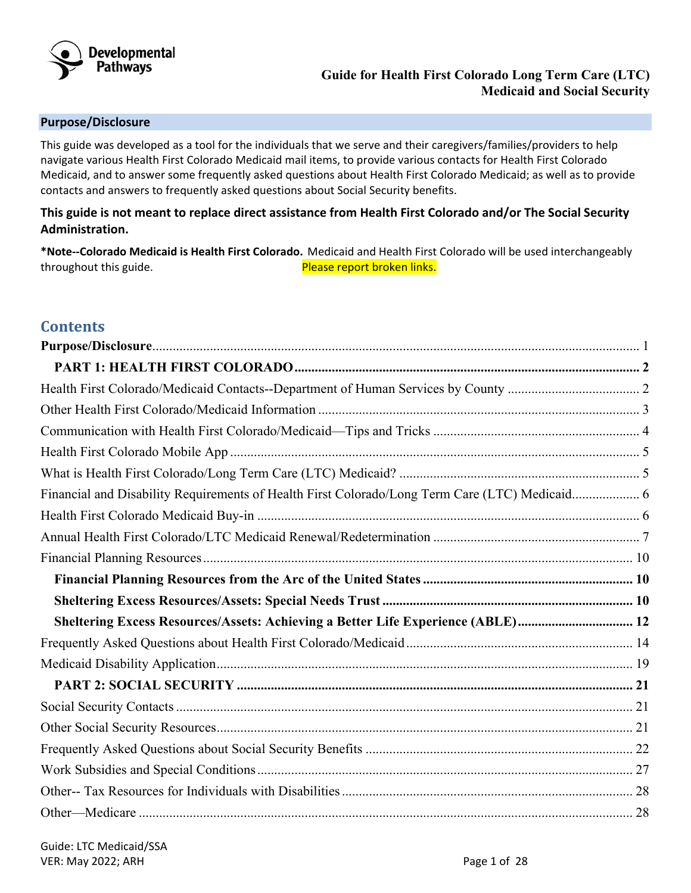Developmental Pathways

# Guide for Health First Colorado Long Term Care (LTC) Medicaid and Social Security

## Purpose/Disclosure

This guide was developed as a tool for the individuals that we serve and their caregivers/families/providers to help navigate various Health First Colorado Medicaid mail items, to provide various contacts for Health First Colorado Medicaid, and to answer some frequently asked questions about Health First Colorado Medicaid; as well as to provide contacts and answers to frequently asked questions about Social Security benefits.

**This guide is not meant to replace direct assistance from Health First Colorado and/or The Social Security Administration.**

**\*Note--Colorado Medicaid is Health First Colorado.** Medicaid and Health First Colorado will be used interchangeably throughout this guide. Please report broken links.

## Contents

**Purpose/Disclosure** .......... 1

**PART 1: HEALTH FIRST COLORADO** .......... 2

Health First Colorado/Medicaid Contacts--Department of Human Services by County .......... 2

Other Health First Colorado/Medicaid Information .......... 3

Communication with Health First Colorado/Medicaid—Tips and Tricks .......... 4

Health First Colorado Mobile App .......... 5

What is Health First Colorado/Long Term Care (LTC) Medicaid? .......... 5

Financial and Disability Requirements of Health First Colorado/Long Term Care (LTC) Medicaid .......... 6

Health First Colorado Medicaid Buy-in .......... 6

Annual Health First Colorado/LTC Medicaid Renewal/Redetermination .......... 7

Financial Planning Resources .......... 10

**Financial Planning Resources from the Arc of the United States** .......... 10

**Sheltering Excess Resources/Assets: Special Needs Trust** .......... 10

**Sheltering Excess Resources/Assets: Achieving a Better Life Experience (ABLE)** .......... 12

Frequently Asked Questions about Health First Colorado/Medicaid .......... 14

Medicaid Disability Application .......... 19

**PART 2: SOCIAL SECURITY** .......... 21

Social Security Contacts .......... 21

Other Social Security Resources .......... 21

Frequently Asked Questions about Social Security Benefits .......... 22

Work Subsidies and Special Conditions .......... 27

Other-- Tax Resources for Individuals with Disabilities .......... 28

Other—Medicare .......... 28

Guide: LTC Medicaid/SSA
VER: May 2022; ARH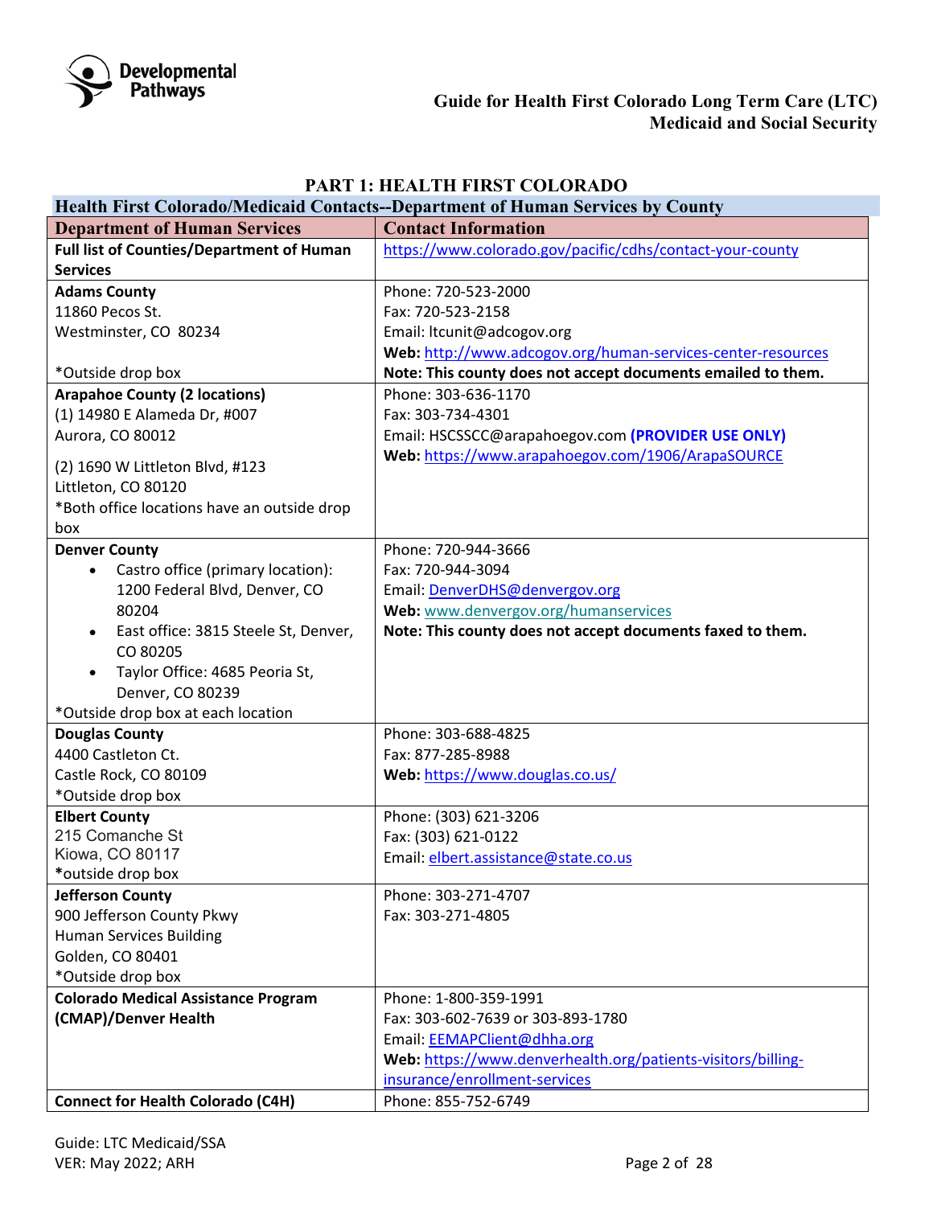# PART 1: HEALTH FIRST COLORADO

## Health First Colorado/Medicaid Contacts--Department of Human Services by County

| Department of Human Services | Contact Information |
|---|---|
| **Full list of Counties/Department of Human Services** | https://www.colorado.gov/pacific/cdhs/contact-your-county |
| **Adams County**<br>11860 Pecos St.<br>Westminster, CO 80234<br><br>*Outside drop box | Phone: 720-523-2000<br>Fax: 720-523-2158<br>Email: ltcunit@adcogov.org<br>**Web:** http://www.adcogov.org/human-services-center-resources<br>**Note: This county does not accept documents emailed to them.** |
| **Arapahoe County (2 locations)**<br>(1) 14980 E Alameda Dr, #007<br>Aurora, CO 80012<br><br>(2) 1690 W Littleton Blvd, #123<br>Littleton, CO 80120<br>*Both office locations have an outside drop box | Phone: 303-636-1170<br>Fax: 303-734-4301<br>Email: HSCSSCC@arapahoegov.com **(PROVIDER USE ONLY)**<br>**Web:** https://www.arapahoegov.com/1906/ArapaSOURCE |
| **Denver County**<br>• Castro office (primary location): 1200 Federal Blvd, Denver, CO 80204<br>• East office: 3815 Steele St, Denver, CO 80205<br>• Taylor Office: 4685 Peoria St, Denver, CO 80239<br>*Outside drop box at each location | Phone: 720-944-3666<br>Fax: 720-944-3094<br>Email: DenverDHS@denvergov.org<br>**Web:** www.denvergov.org/humanservices<br>**Note: This county does not accept documents faxed to them.** |
| **Douglas County**<br>4400 Castleton Ct.<br>Castle Rock, CO 80109<br>*Outside drop box | Phone: 303-688-4825<br>Fax: 877-285-8988<br>**Web:** https://www.douglas.co.us/ |
| **Elbert County**<br>215 Comanche St<br>Kiowa, CO 80117<br>*outside drop box | Phone: (303) 621-3206<br>Fax: (303) 621-0122<br>Email: elbert.assistance@state.co.us |
| **Jefferson County**<br>900 Jefferson County Pkwy<br>Human Services Building<br>Golden, CO 80401<br>*Outside drop box | Phone: 303-271-4707<br>Fax: 303-271-4805 |
| **Colorado Medical Assistance Program (CMAP)/Denver Health** | Phone: 1-800-359-1991<br>Fax: 303-602-7639 or 303-893-1780<br>Email: EEMAPClient@dhha.org<br>**Web:** https://www.denverhealth.org/patients-visitors/billing-insurance/enrollment-services |
| **Connect for Health Colorado (C4H)** | Phone: 855-752-6749 |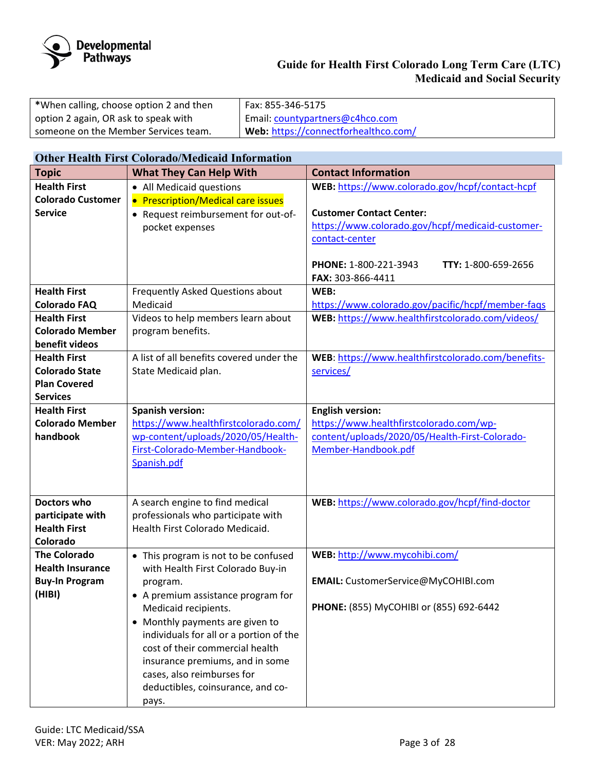| *When calling, choose option 2 and then option 2 again, OR ask to speak with someone on the Member Services team. | Fax: 855-346-5175<br>Email: countypartners@c4hco.com<br>**Web:** https://connectforhealthco.com/ |
|---|---|

## Other Health First Colorado/Medicaid Information

| Topic | What They Can Help With | Contact Information |
|---|---|---|
| **Health First Colorado Customer Service** | • All Medicaid questions<br>• Prescription/Medical care issues<br>• Request reimbursement for out-of-pocket expenses | **WEB:** https://www.colorado.gov/hcpf/contact-hcpf<br><br>**Customer Contact Center:** https://www.colorado.gov/hcpf/medicaid-customer-contact-center<br><br>**PHONE:** 1-800-221-3943 **TTY:** 1-800-659-2656<br>**FAX:** 303-866-4411 |
| **Health First Colorado FAQ** | Frequently Asked Questions about Medicaid | **WEB:** https://www.colorado.gov/pacific/hcpf/member-faqs |
| **Health First Colorado Member benefit videos** | Videos to help members learn about program benefits. | **WEB:** https://www.healthfirstcolorado.com/videos/ |
| **Health First Colorado State Plan Covered Services** | A list of all benefits covered under the State Medicaid plan. | **WEB**: https://www.healthfirstcolorado.com/benefits-services/ |
| **Health First Colorado Member handbook** | **Spanish version:** https://www.healthfirstcolorado.com/wp-content/uploads/2020/05/Health-First-Colorado-Member-Handbook-Spanish.pdf | **English version:** https://www.healthfirstcolorado.com/wp-content/uploads/2020/05/Health-First-Colorado-Member-Handbook.pdf |
| **Doctors who participate with Health First Colorado** | A search engine to find medical professionals who participate with Health First Colorado Medicaid. | **WEB:** https://www.colorado.gov/hcpf/find-doctor |
| **The Colorado Health Insurance Buy-In Program (HIBI)** | • This program is not to be confused with Health First Colorado Buy-in program.<br>• A premium assistance program for Medicaid recipients.<br>• Monthly payments are given to individuals for all or a portion of the cost of their commercial health insurance premiums, and in some cases, also reimburses for deductibles, coinsurance, and co-pays. | **WEB:** http://www.mycohibi.com/<br><br>**EMAIL:** CustomerService@MyCOHIBI.com<br><br>**PHONE:** (855) MyCOHIBI or (855) 692-6442 |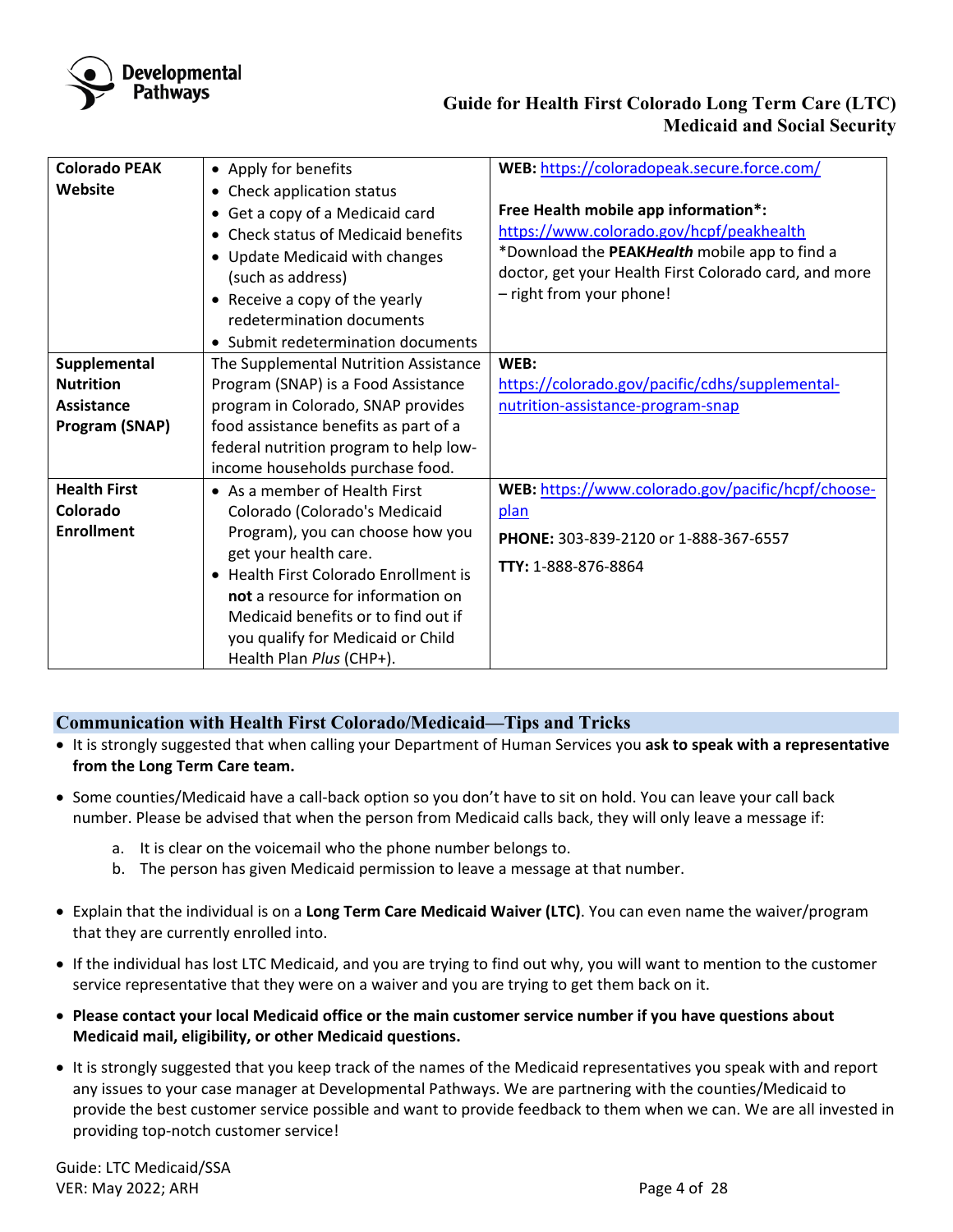| Colorado PEAK Website | • Apply for benefits<br>• Check application status<br>• Get a copy of a Medicaid card<br>• Check status of Medicaid benefits<br>• Update Medicaid with changes (such as address)<br>• Receive a copy of the yearly redetermination documents<br>• Submit redetermination documents | **WEB:** https://coloradopeak.secure.force.com/<br><br>**Free Health mobile app information*:**<br>https://www.colorado.gov/hcpf/peakhealth<br>*Download the **PEAK*Health*** mobile app to find a doctor, get your Health First Colorado card, and more – right from your phone! |
|---|---|---|
| **Supplemental Nutrition Assistance Program (SNAP)** | The Supplemental Nutrition Assistance Program (SNAP) is a Food Assistance program in Colorado, SNAP provides food assistance benefits as part of a federal nutrition program to help low-income households purchase food. | **WEB:**<br>https://colorado.gov/pacific/cdhs/supplemental-nutrition-assistance-program-snap |
| **Health First Colorado Enrollment** | • As a member of Health First Colorado (Colorado's Medicaid Program), you can choose how you get your health care.<br>• Health First Colorado Enrollment is **not** a resource for information on Medicaid benefits or to find out if you qualify for Medicaid or Child Health Plan *Plus* (CHP+). | **WEB:** https://www.colorado.gov/pacific/hcpf/choose-plan<br>**PHONE:** 303-839-2120 or 1-888-367-6557<br>**TTY:** 1-888-876-8864 |

## Communication with Health First Colorado/Medicaid—Tips and Tricks

- It is strongly suggested that when calling your Department of Human Services you **ask to speak with a representative from the Long Term Care team.**
- Some counties/Medicaid have a call-back option so you don't have to sit on hold. You can leave your call back number. Please be advised that when the person from Medicaid calls back, they will only leave a message if:
  a. It is clear on the voicemail who the phone number belongs to.
  b. The person has given Medicaid permission to leave a message at that number.
- Explain that the individual is on a **Long Term Care Medicaid Waiver (LTC)**. You can even name the waiver/program that they are currently enrolled into.
- If the individual has lost LTC Medicaid, and you are trying to find out why, you will want to mention to the customer service representative that they were on a waiver and you are trying to get them back on it.
- **Please contact your local Medicaid office or the main customer service number if you have questions about Medicaid mail, eligibility, or other Medicaid questions.**
- It is strongly suggested that you keep track of the names of the Medicaid representatives you speak with and report any issues to your case manager at Developmental Pathways. We are partnering with the counties/Medicaid to provide the best customer service possible and want to provide feedback to them when we can. We are all invested in providing top-notch customer service!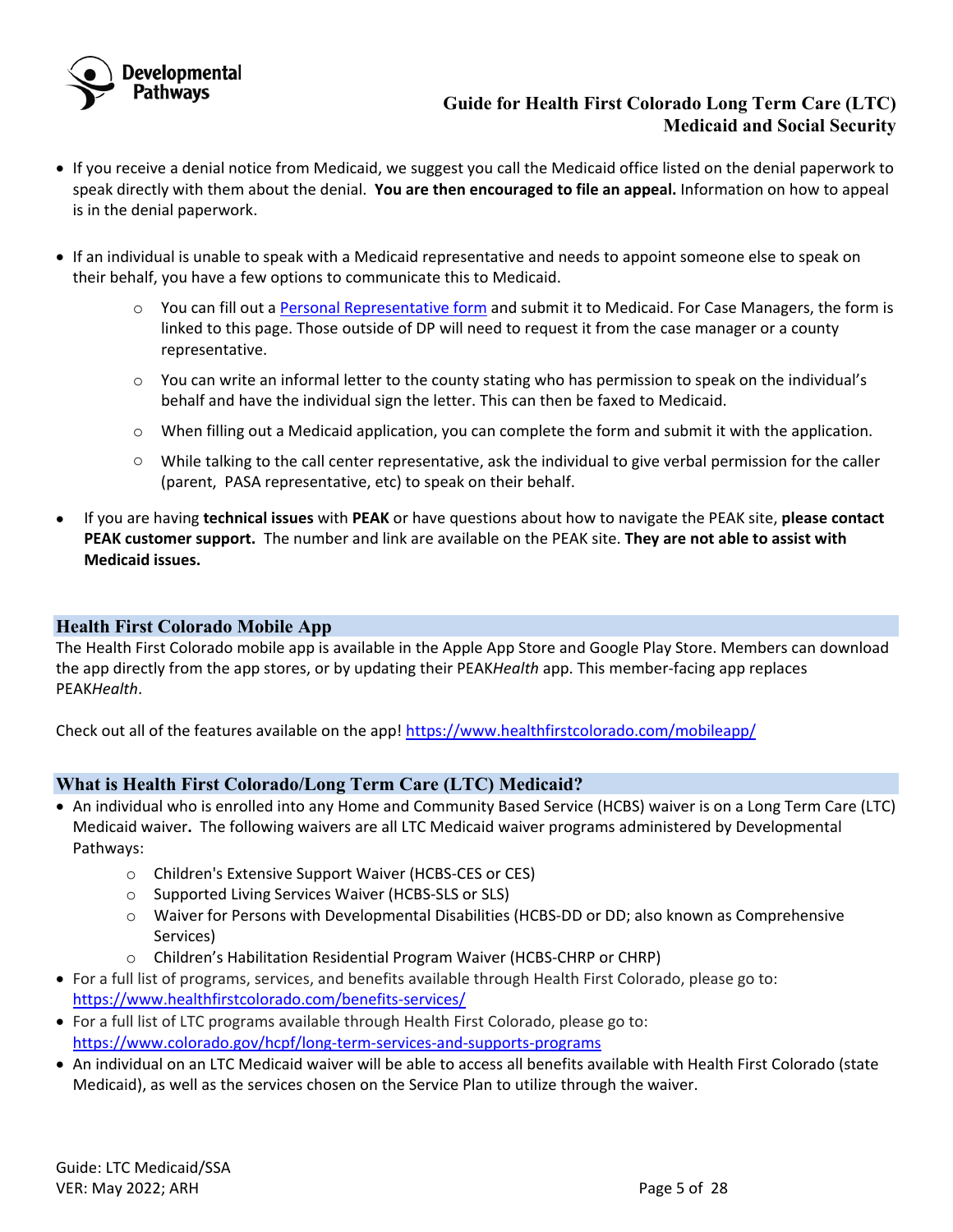- If you receive a denial notice from Medicaid, we suggest you call the Medicaid office listed on the denial paperwork to speak directly with them about the denial. **You are then encouraged to file an appeal.** Information on how to appeal is in the denial paperwork.

- If an individual is unable to speak with a Medicaid representative and needs to appoint someone else to speak on their behalf, you have a few options to communicate this to Medicaid.
  - You can fill out a Personal Representative form and submit it to Medicaid. For Case Managers, the form is linked to this page. Those outside of DP will need to request it from the case manager or a county representative.
  - You can write an informal letter to the county stating who has permission to speak on the individual's behalf and have the individual sign the letter. This can then be faxed to Medicaid.
  - When filling out a Medicaid application, you can complete the form and submit it with the application.
  - While talking to the call center representative, ask the individual to give verbal permission for the caller (parent, PASA representative, etc) to speak on their behalf.

- If you are having **technical issues** with **PEAK** or have questions about how to navigate the PEAK site, **please contact PEAK customer support.** The number and link are available on the PEAK site. **They are not able to assist with Medicaid issues.**

## Health First Colorado Mobile App

The Health First Colorado mobile app is available in the Apple App Store and Google Play Store. Members can download the app directly from the app stores, or by updating their PEAK*Health* app. This member-facing app replaces PEAK*Health*.

Check out all of the features available on the app! https://www.healthfirstcolorado.com/mobileapp/

## What is Health First Colorado/Long Term Care (LTC) Medicaid?

- An individual who is enrolled into any Home and Community Based Service (HCBS) waiver is on a Long Term Care (LTC) Medicaid waiver**.** The following waivers are all LTC Medicaid waiver programs administered by Developmental Pathways:
  - Children's Extensive Support Waiver (HCBS-CES or CES)
  - Supported Living Services Waiver (HCBS-SLS or SLS)
  - Waiver for Persons with Developmental Disabilities (HCBS-DD or DD; also known as Comprehensive Services)
  - Children's Habilitation Residential Program Waiver (HCBS-CHRP or CHRP)
- For a full list of programs, services, and benefits available through Health First Colorado, please go to: https://www.healthfirstcolorado.com/benefits-services/
- For a full list of LTC programs available through Health First Colorado, please go to: https://www.colorado.gov/hcpf/long-term-services-and-supports-programs
- An individual on an LTC Medicaid waiver will be able to access all benefits available with Health First Colorado (state Medicaid), as well as the services chosen on the Service Plan to utilize through the waiver.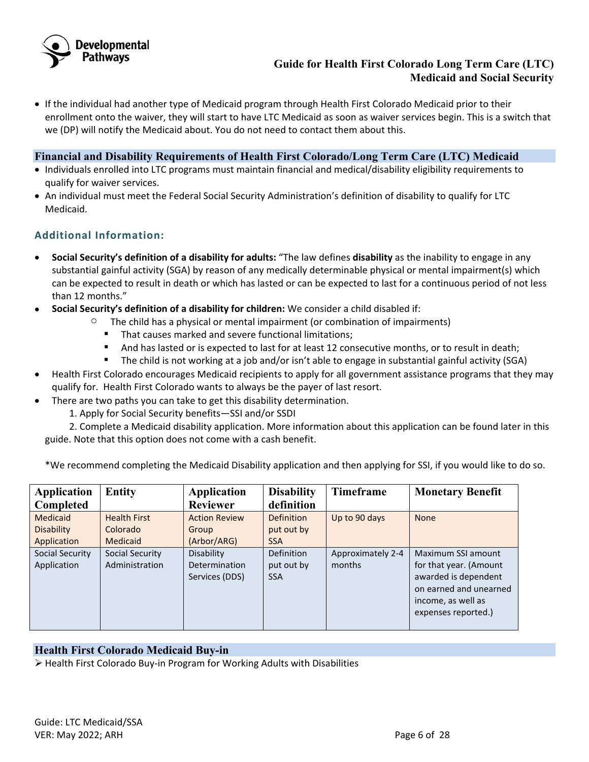- If the individual had another type of Medicaid program through Health First Colorado Medicaid prior to their enrollment onto the waiver, they will start to have LTC Medicaid as soon as waiver services begin. This is a switch that we (DP) will notify the Medicaid about. You do not need to contact them about this.

## Financial and Disability Requirements of Health First Colorado/Long Term Care (LTC) Medicaid

- Individuals enrolled into LTC programs must maintain financial and medical/disability eligibility requirements to qualify for waiver services.
- An individual must meet the Federal Social Security Administration's definition of disability to qualify for LTC Medicaid.

### Additional Information:

- **Social Security's definition of a disability for adults:** "The law defines **disability** as the inability to engage in any substantial gainful activity (SGA) by reason of any medically determinable physical or mental impairment(s) which can be expected to result in death or which has lasted or can be expected to last for a continuous period of not less than 12 months."
- **Social Security's definition of a disability for children:** We consider a child disabled if:
  - The child has a physical or mental impairment (or combination of impairments)
    - That causes marked and severe functional limitations;
    - And has lasted or is expected to last for at least 12 consecutive months, or to result in death;
    - The child is not working at a job and/or isn't able to engage in substantial gainful activity (SGA)
- Health First Colorado encourages Medicaid recipients to apply for all government assistance programs that they may qualify for. Health First Colorado wants to always be the payer of last resort.
- There are two paths you can take to get this disability determination.
  1. Apply for Social Security benefits—SSI and/or SSDI
  2. Complete a Medicaid disability application. More information about this application can be found later in this guide. Note that this option does not come with a cash benefit.

*We recommend completing the Medicaid Disability application and then applying for SSI, if you would like to do so.

| Application Completed | Entity | Application Reviewer | Disability definition | Timeframe | Monetary Benefit |
|---|---|---|---|---|---|
| Medicaid Disability Application | Health First Colorado Medicaid | Action Review Group (Arbor/ARG) | Definition put out by SSA | Up to 90 days | None |
| Social Security Application | Social Security Administration | Disability Determination Services (DDS) | Definition put out by SSA | Approximately 2-4 months | Maximum SSI amount for that year. (Amount awarded is dependent on earned and unearned income, as well as expenses reported.) |

## Health First Colorado Medicaid Buy-in

- Health First Colorado Buy-in Program for Working Adults with Disabilities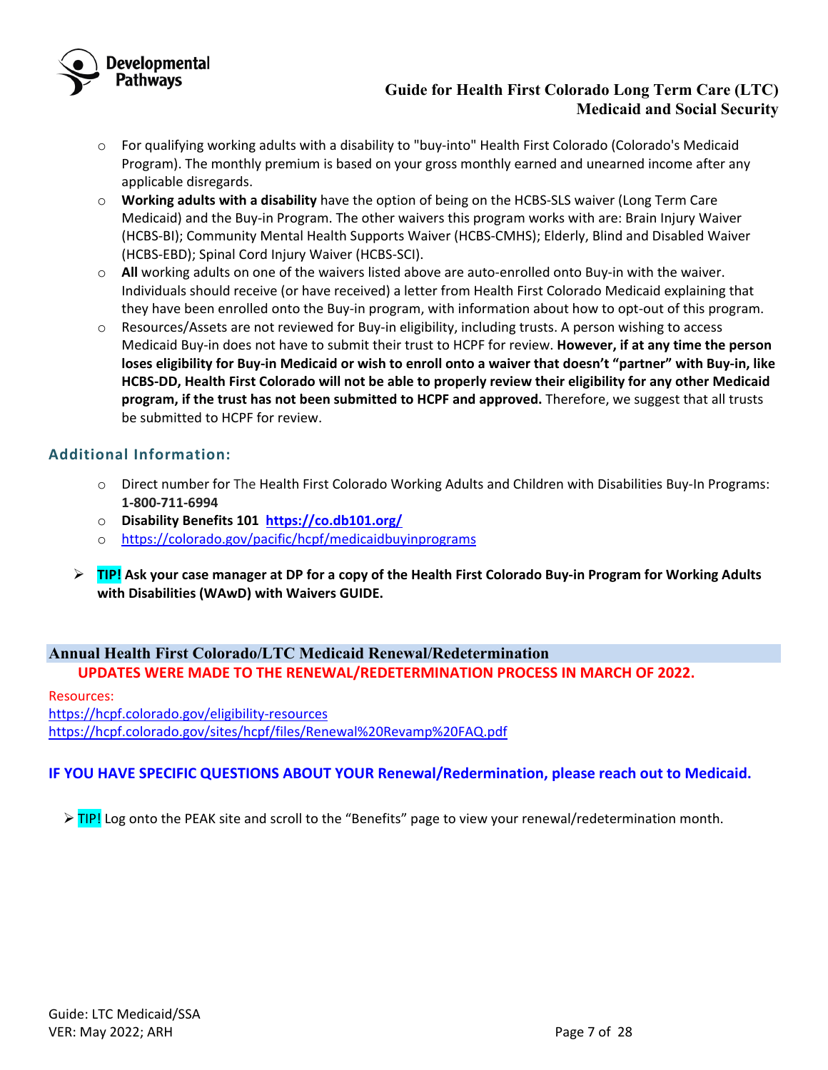- For qualifying working adults with a disability to "buy-into" Health First Colorado (Colorado's Medicaid Program). The monthly premium is based on your gross monthly earned and unearned income after any applicable disregards.
- **Working adults with a disability** have the option of being on the HCBS-SLS waiver (Long Term Care Medicaid) and the Buy-in Program. The other waivers this program works with are: Brain Injury Waiver (HCBS-BI); Community Mental Health Supports Waiver (HCBS-CMHS); Elderly, Blind and Disabled Waiver (HCBS-EBD); Spinal Cord Injury Waiver (HCBS-SCI).
- **All** working adults on one of the waivers listed above are auto-enrolled onto Buy-in with the waiver. Individuals should receive (or have received) a letter from Health First Colorado Medicaid explaining that they have been enrolled onto the Buy-in program, with information about how to opt-out of this program.
- Resources/Assets are not reviewed for Buy-in eligibility, including trusts. A person wishing to access Medicaid Buy-in does not have to submit their trust to HCPF for review. **However, if at any time the person loses eligibility for Buy-in Medicaid or wish to enroll onto a waiver that doesn't "partner" with Buy-in, like HCBS-DD, Health First Colorado will not be able to properly review their eligibility for any other Medicaid program, if the trust has not been submitted to HCPF and approved.** Therefore, we suggest that all trusts be submitted to HCPF for review.

### Additional Information:

- Direct number for The Health First Colorado Working Adults and Children with Disabilities Buy-In Programs: **1-800-711-6994**
- **Disability Benefits 101** **https://co.db101.org/**
- https://colorado.gov/pacific/hcpf/medicaidbuyinprograms

➢ **TIP! Ask your case manager at DP for a copy of the Health First Colorado Buy-in Program for Working Adults with Disabilities (WAwD) with Waivers GUIDE.**

## Annual Health First Colorado/LTC Medicaid Renewal/Redetermination

**UPDATES WERE MADE TO THE RENEWAL/REDETERMINATION PROCESS IN MARCH OF 2022.**

Resources:
https://hcpf.colorado.gov/eligibility-resources
https://hcpf.colorado.gov/sites/hcpf/files/Renewal%20Revamp%20FAQ.pdf

**IF YOU HAVE SPECIFIC QUESTIONS ABOUT YOUR Renewal/Redermination, please reach out to Medicaid.**

➢ TIP! Log onto the PEAK site and scroll to the "Benefits" page to view your renewal/redetermination month.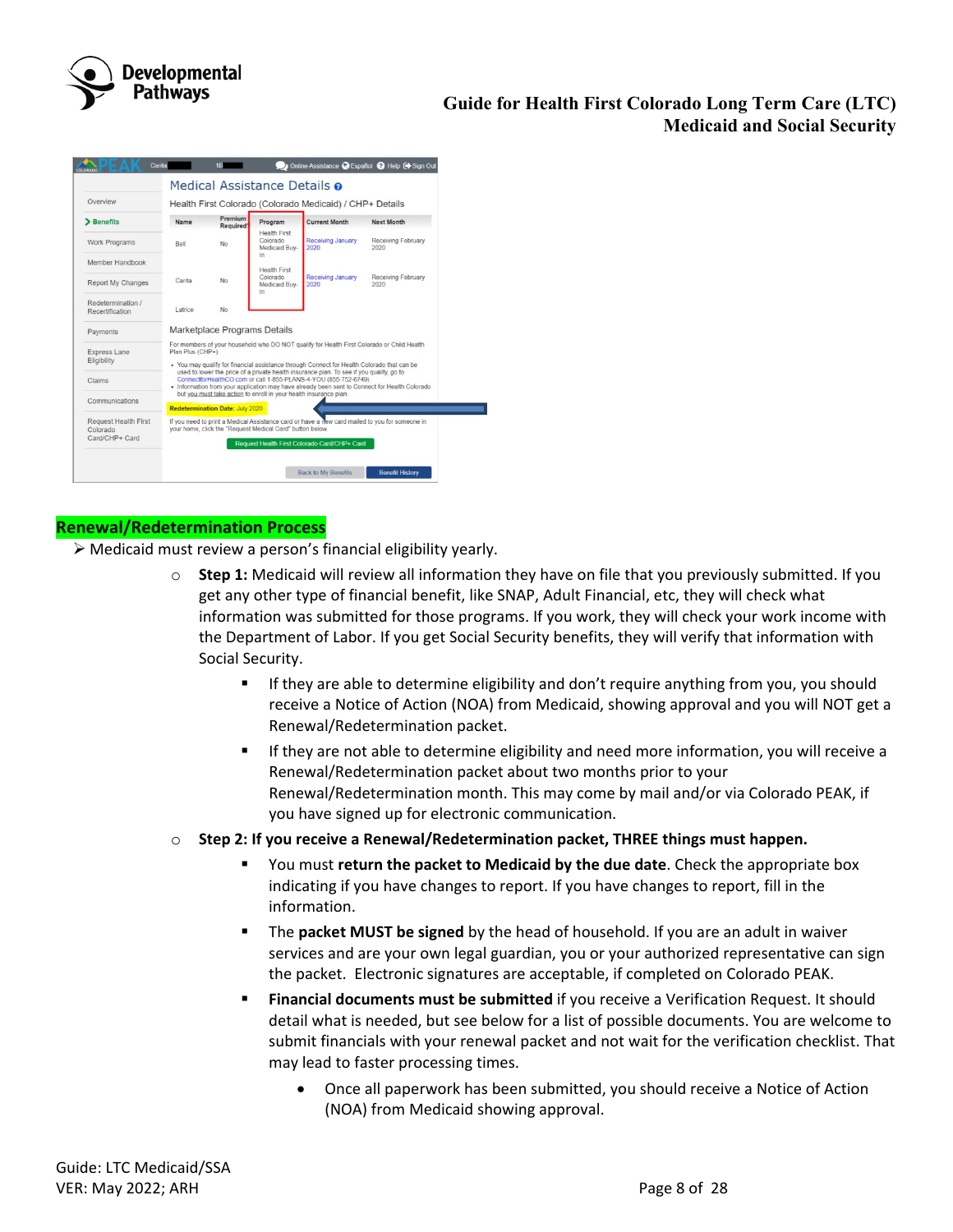## Renewal/Redetermination Process

- Medicaid must review a person's financial eligibility yearly.
  - **Step 1:** Medicaid will review all information they have on file that you previously submitted. If you get any other type of financial benefit, like SNAP, Adult Financial, etc, they will check what information was submitted for those programs. If you work, they will check your work income with the Department of Labor. If you get Social Security benefits, they will verify that information with Social Security.
    - If they are able to determine eligibility and don't require anything from you, you should receive a Notice of Action (NOA) from Medicaid, showing approval and you will NOT get a Renewal/Redetermination packet.
    - If they are not able to determine eligibility and need more information, you will receive a Renewal/Redetermination packet about two months prior to your Renewal/Redetermination month. This may come by mail and/or via Colorado PEAK, if you have signed up for electronic communication.
  - **Step 2: If you receive a Renewal/Redetermination packet, THREE things must happen.**
    - You must **return the packet to Medicaid by the due date**. Check the appropriate box indicating if you have changes to report. If you have changes to report, fill in the information.
    - The **packet MUST be signed** by the head of household. If you are an adult in waiver services and are your own legal guardian, you or your authorized representative can sign the packet. Electronic signatures are acceptable, if completed on Colorado PEAK.
    - **Financial documents must be submitted** if you receive a Verification Request. It should detail what is needed, but see below for a list of possible documents. You are welcome to submit financials with your renewal packet and not wait for the verification checklist. That may lead to faster processing times.
      - Once all paperwork has been submitted, you should receive a Notice of Action (NOA) from Medicaid showing approval.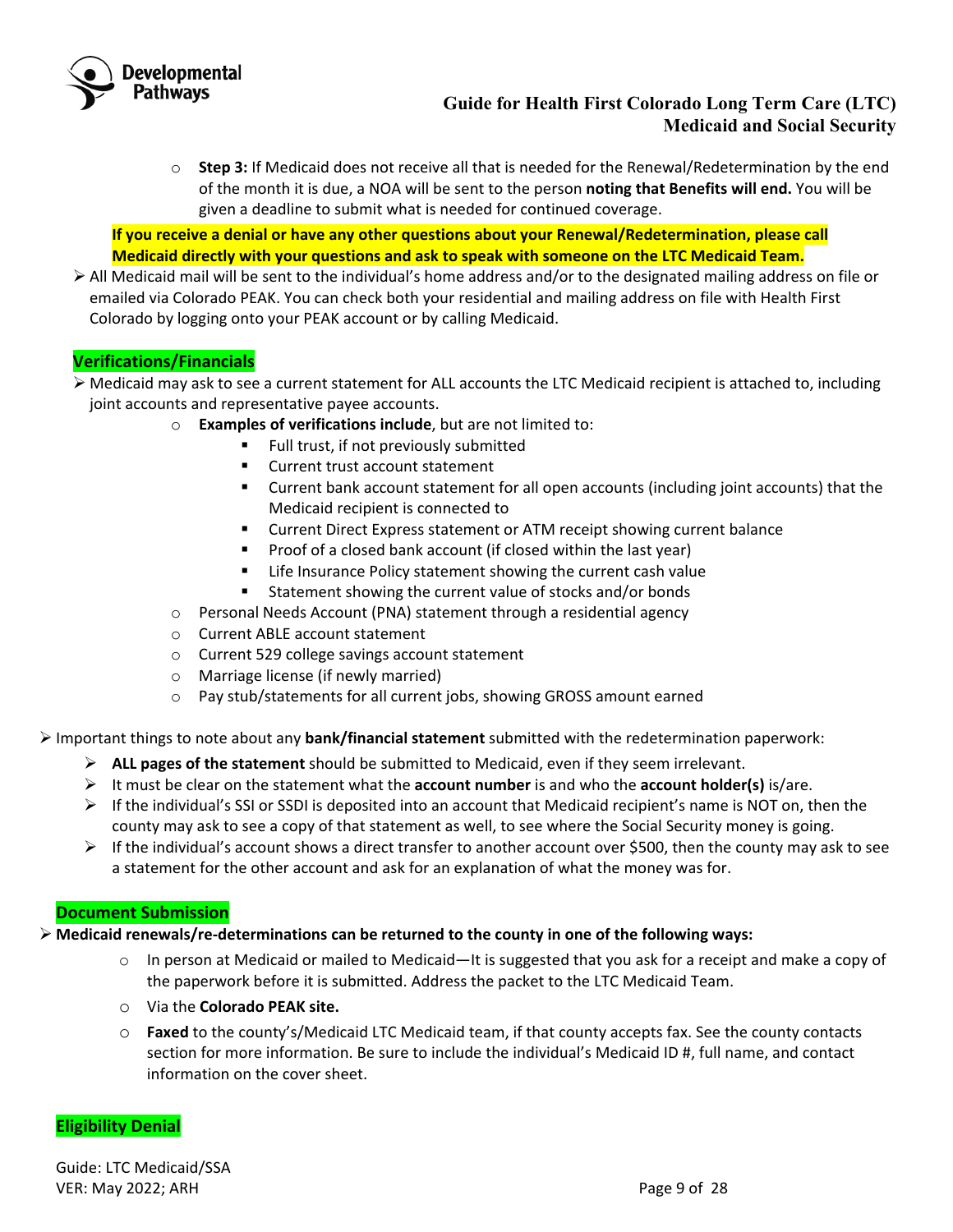- **Step 3:** If Medicaid does not receive all that is needed for the Renewal/Redetermination by the end of the month it is due, a NOA will be sent to the person **noting that Benefits will end.** You will be given a deadline to submit what is needed for continued coverage.

**If you receive a denial or have any other questions about your Renewal/Redetermination, please call Medicaid directly with your questions and ask to speak with someone on the LTC Medicaid Team.**

- All Medicaid mail will be sent to the individual's home address and/or to the designated mailing address on file or emailed via Colorado PEAK. You can check both your residential and mailing address on file with Health First Colorado by logging onto your PEAK account or by calling Medicaid.

## Verifications/Financials

- Medicaid may ask to see a current statement for ALL accounts the LTC Medicaid recipient is attached to, including joint accounts and representative payee accounts.
  - **Examples of verifications include**, but are not limited to:
    - Full trust, if not previously submitted
    - Current trust account statement
    - Current bank account statement for all open accounts (including joint accounts) that the Medicaid recipient is connected to
    - Current Direct Express statement or ATM receipt showing current balance
    - Proof of a closed bank account (if closed within the last year)
    - Life Insurance Policy statement showing the current cash value
    - Statement showing the current value of stocks and/or bonds
  - Personal Needs Account (PNA) statement through a residential agency
  - Current ABLE account statement
  - Current 529 college savings account statement
  - Marriage license (if newly married)
  - Pay stub/statements for all current jobs, showing GROSS amount earned

- Important things to note about any **bank/financial statement** submitted with the redetermination paperwork:
  - **ALL pages of the statement** should be submitted to Medicaid, even if they seem irrelevant.
  - It must be clear on the statement what the **account number** is and who the **account holder(s)** is/are.
  - If the individual's SSI or SSDI is deposited into an account that Medicaid recipient's name is NOT on, then the county may ask to see a copy of that statement as well, to see where the Social Security money is going.
  - If the individual's account shows a direct transfer to another account over $500, then the county may ask to see a statement for the other account and ask for an explanation of what the money was for.

## Document Submission

- **Medicaid renewals/re-determinations can be returned to the county in one of the following ways:**
  - In person at Medicaid or mailed to Medicaid—It is suggested that you ask for a receipt and make a copy of the paperwork before it is submitted. Address the packet to the LTC Medicaid Team.
  - Via the **Colorado PEAK site.**
  - **Faxed** to the county's/Medicaid LTC Medicaid team, if that county accepts fax. See the county contacts section for more information. Be sure to include the individual's Medicaid ID #, full name, and contact information on the cover sheet.

## Eligibility Denial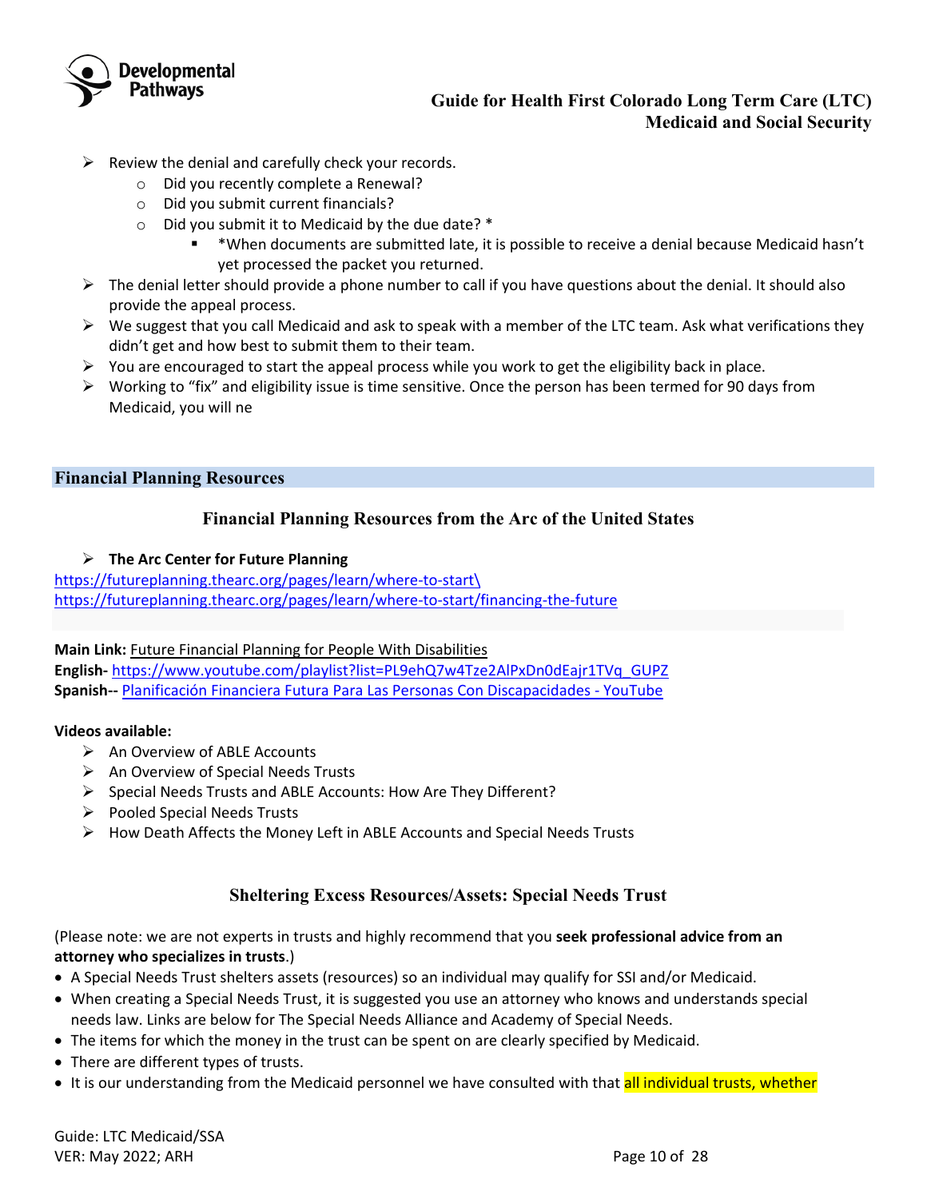- Review the denial and carefully check your records.
  - Did you recently complete a Renewal?
  - Did you submit current financials?
  - Did you submit it to Medicaid by the due date? *
    - *When documents are submitted late, it is possible to receive a denial because Medicaid hasn't yet processed the packet you returned.
- The denial letter should provide a phone number to call if you have questions about the denial. It should also provide the appeal process.
- We suggest that you call Medicaid and ask to speak with a member of the LTC team. Ask what verifications they didn't get and how best to submit them to their team.
- You are encouraged to start the appeal process while you work to get the eligibility back in place.
- Working to "fix" and eligibility issue is time sensitive. Once the person has been termed for 90 days from Medicaid, you will ne

## Financial Planning Resources

### Financial Planning Resources from the Arc of the United States

- **The Arc Center for Future Planning**

https://futureplanning.thearc.org/pages/learn/where-to-start\
https://futureplanning.thearc.org/pages/learn/where-to-start/financing-the-future

**Main Link:** Future Financial Planning for People With Disabilities
**English-** https://www.youtube.com/playlist?list=PL9ehQ7w4Tze2AlPxDn0dEajr1TVq_GUPZ
**Spanish--** Planificación Financiera Futura Para Las Personas Con Discapacidades - YouTube

**Videos available:**

- An Overview of ABLE Accounts
- An Overview of Special Needs Trusts
- Special Needs Trusts and ABLE Accounts: How Are They Different?
- Pooled Special Needs Trusts
- How Death Affects the Money Left in ABLE Accounts and Special Needs Trusts

### Sheltering Excess Resources/Assets: Special Needs Trust

(Please note: we are not experts in trusts and highly recommend that you **seek professional advice from an attorney who specializes in trusts**.)

- A Special Needs Trust shelters assets (resources) so an individual may qualify for SSI and/or Medicaid.
- When creating a Special Needs Trust, it is suggested you use an attorney who knows and understands special needs law. Links are below for The Special Needs Alliance and Academy of Special Needs.
- The items for which the money in the trust can be spent on are clearly specified by Medicaid.
- There are different types of trusts.
- It is our understanding from the Medicaid personnel we have consulted with that all individual trusts, whether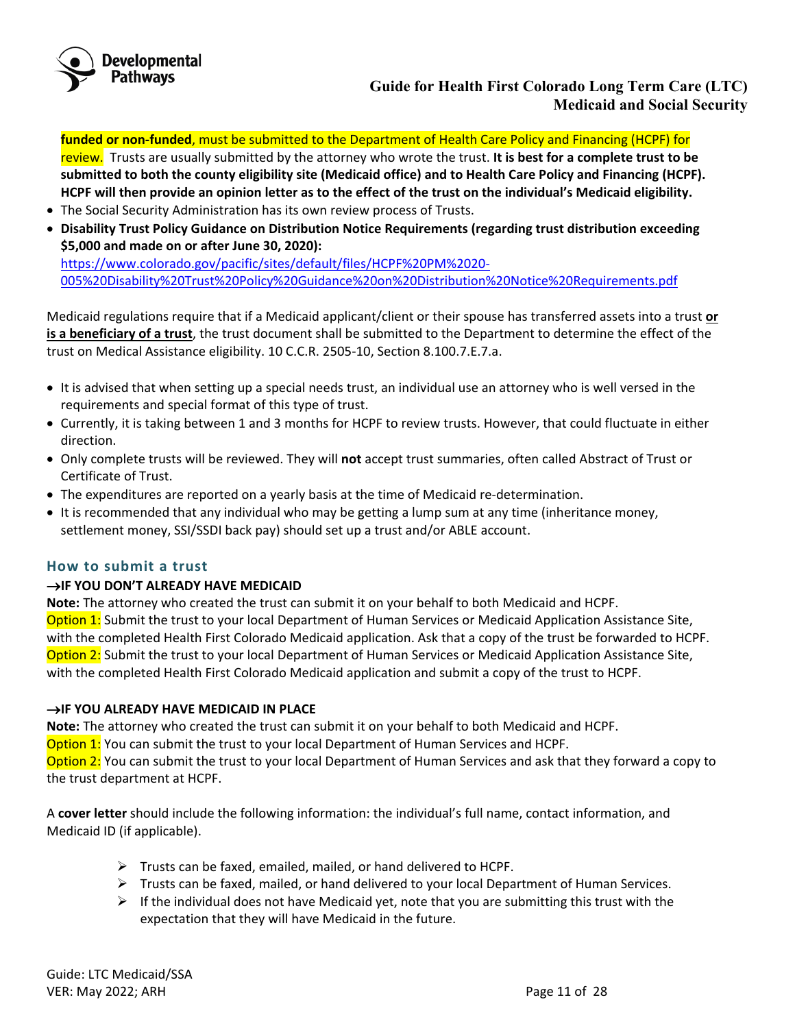**funded or non-funded**, must be submitted to the Department of Health Care Policy and Financing (HCPF) for review. Trusts are usually submitted by the attorney who wrote the trust. **It is best for a complete trust to be submitted to both the county eligibility site (Medicaid office) and to Health Care Policy and Financing (HCPF). HCPF will then provide an opinion letter as to the effect of the trust on the individual's Medicaid eligibility.**

- The Social Security Administration has its own review process of Trusts.
- **Disability Trust Policy Guidance on Distribution Notice Requirements (regarding trust distribution exceeding $5,000 and made on or after June 30, 2020):** https://www.colorado.gov/pacific/sites/default/files/HCPF%20PM%2020-005%20Disability%20Trust%20Policy%20Guidance%20on%20Distribution%20Notice%20Requirements.pdf

Medicaid regulations require that if a Medicaid applicant/client or their spouse has transferred assets into a trust **or is a beneficiary of a trust**, the trust document shall be submitted to the Department to determine the effect of the trust on Medical Assistance eligibility. 10 C.C.R. 2505-10, Section 8.100.7.E.7.a.

- It is advised that when setting up a special needs trust, an individual use an attorney who is well versed in the requirements and special format of this type of trust.
- Currently, it is taking between 1 and 3 months for HCPF to review trusts. However, that could fluctuate in either direction.
- Only complete trusts will be reviewed. They will **not** accept trust summaries, often called Abstract of Trust or Certificate of Trust.
- The expenditures are reported on a yearly basis at the time of Medicaid re-determination.
- It is recommended that any individual who may be getting a lump sum at any time (inheritance money, settlement money, SSI/SSDI back pay) should set up a trust and/or ABLE account.

### How to submit a trust

**→IF YOU DON'T ALREADY HAVE MEDICAID**

**Note:** The attorney who created the trust can submit it on your behalf to both Medicaid and HCPF.

Option 1: Submit the trust to your local Department of Human Services or Medicaid Application Assistance Site, with the completed Health First Colorado Medicaid application. Ask that a copy of the trust be forwarded to HCPF.

Option 2: Submit the trust to your local Department of Human Services or Medicaid Application Assistance Site, with the completed Health First Colorado Medicaid application and submit a copy of the trust to HCPF.

**→IF YOU ALREADY HAVE MEDICAID IN PLACE**

**Note:** The attorney who created the trust can submit it on your behalf to both Medicaid and HCPF.

Option 1: You can submit the trust to your local Department of Human Services and HCPF.

Option 2: You can submit the trust to your local Department of Human Services and ask that they forward a copy to the trust department at HCPF.

A **cover letter** should include the following information: the individual's full name, contact information, and Medicaid ID (if applicable).

- Trusts can be faxed, emailed, mailed, or hand delivered to HCPF.
- Trusts can be faxed, mailed, or hand delivered to your local Department of Human Services.
- If the individual does not have Medicaid yet, note that you are submitting this trust with the expectation that they will have Medicaid in the future.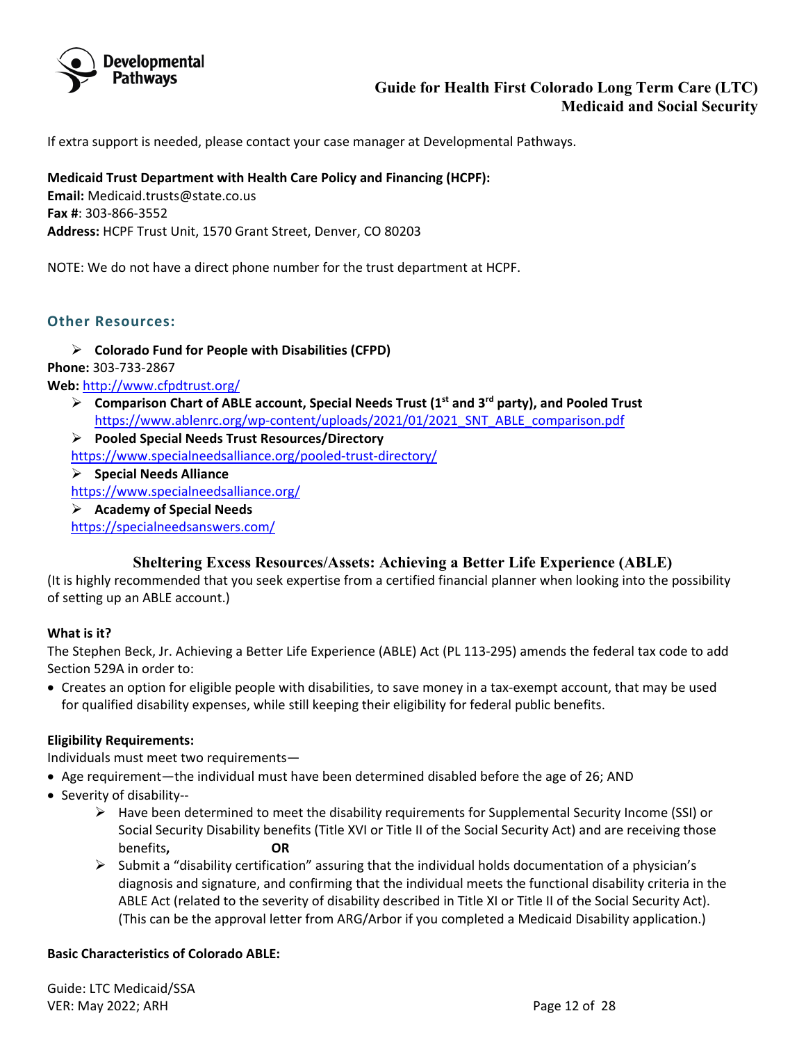If extra support is needed, please contact your case manager at Developmental Pathways.

**Medicaid Trust Department with Health Care Policy and Financing (HCPF):**
**Email:** Medicaid.trusts@state.co.us
**Fax #**: 303-866-3552
**Address:** HCPF Trust Unit, 1570 Grant Street, Denver, CO 80203

NOTE: We do not have a direct phone number for the trust department at HCPF.

### Other Resources:

- **Colorado Fund for People with Disabilities (CFPD)**

**Phone:** 303-733-2867
**Web:** [http://www.cfpdtrust.org/](http://www.cfpdtrust.org/)

- **Comparison Chart of ABLE account, Special Needs Trust (1st and 3rd party), and Pooled Trust**
  [https://www.ablenrc.org/wp-content/uploads/2021/01/2021_SNT_ABLE_comparison.pdf](https://www.ablenrc.org/wp-content/uploads/2021/01/2021_SNT_ABLE_comparison.pdf)
- **Pooled Special Needs Trust Resources/Directory**

[https://www.specialneedsalliance.org/pooled-trust-directory/](https://www.specialneedsalliance.org/pooled-trust-directory/)

- **Special Needs Alliance**

[https://www.specialneedsalliance.org/](https://www.specialneedsalliance.org/)

- **Academy of Special Needs**

[https://specialneedsanswers.com/](https://specialneedsanswers.com/)

## Sheltering Excess Resources/Assets: Achieving a Better Life Experience (ABLE)

(It is highly recommended that you seek expertise from a certified financial planner when looking into the possibility of setting up an ABLE account.)

**What is it?**

The Stephen Beck, Jr. Achieving a Better Life Experience (ABLE) Act (PL 113-295) amends the federal tax code to add Section 529A in order to:

- Creates an option for eligible people with disabilities, to save money in a tax-exempt account, that may be used for qualified disability expenses, while still keeping their eligibility for federal public benefits.

**Eligibility Requirements:**

Individuals must meet two requirements—

- Age requirement—the individual must have been determined disabled before the age of 26; AND
- Severity of disability--
  - Have been determined to meet the disability requirements for Supplemental Security Income (SSI) or Social Security Disability benefits (Title XVI or Title II of the Social Security Act) and are receiving those benefits**,** **OR**
  - Submit a "disability certification" assuring that the individual holds documentation of a physician's diagnosis and signature, and confirming that the individual meets the functional disability criteria in the ABLE Act (related to the severity of disability described in Title XI or Title II of the Social Security Act). (This can be the approval letter from ARG/Arbor if you completed a Medicaid Disability application.)

**Basic Characteristics of Colorado ABLE:**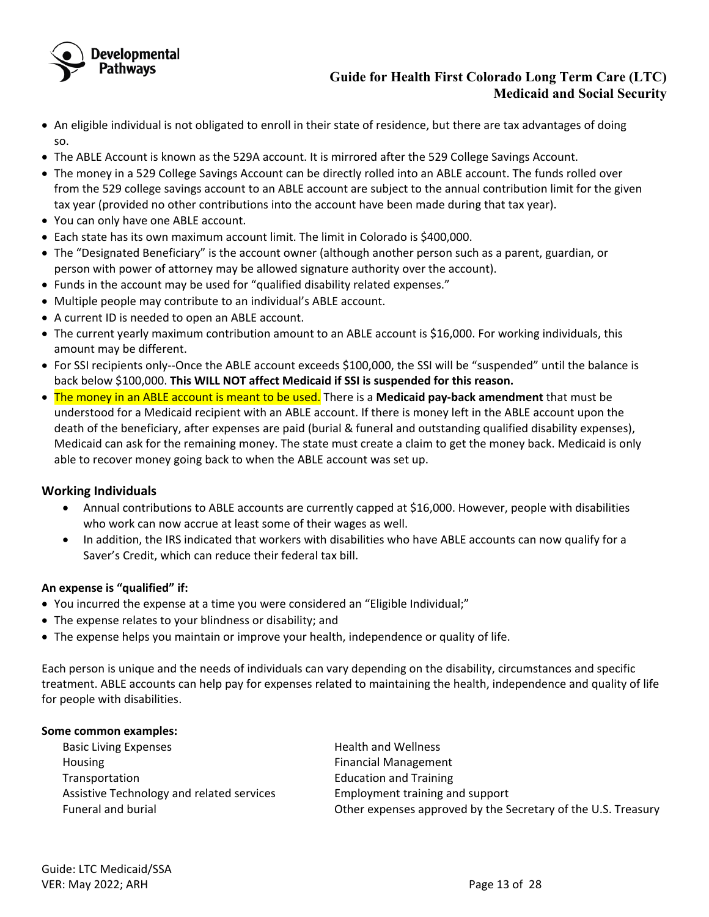- An eligible individual is not obligated to enroll in their state of residence, but there are tax advantages of doing so.
- The ABLE Account is known as the 529A account. It is mirrored after the 529 College Savings Account.
- The money in a 529 College Savings Account can be directly rolled into an ABLE account. The funds rolled over from the 529 college savings account to an ABLE account are subject to the annual contribution limit for the given tax year (provided no other contributions into the account have been made during that tax year).
- You can only have one ABLE account.
- Each state has its own maximum account limit. The limit in Colorado is $400,000.
- The "Designated Beneficiary" is the account owner (although another person such as a parent, guardian, or person with power of attorney may be allowed signature authority over the account).
- Funds in the account may be used for "qualified disability related expenses."
- Multiple people may contribute to an individual's ABLE account.
- A current ID is needed to open an ABLE account.
- The current yearly maximum contribution amount to an ABLE account is $16,000. For working individuals, this amount may be different.
- For SSI recipients only--Once the ABLE account exceeds $100,000, the SSI will be "suspended" until the balance is back below $100,000. **This WILL NOT affect Medicaid if SSI is suspended for this reason.**
- The money in an ABLE account is meant to be used. There is a **Medicaid pay-back amendment** that must be understood for a Medicaid recipient with an ABLE account. If there is money left in the ABLE account upon the death of the beneficiary, after expenses are paid (burial & funeral and outstanding qualified disability expenses), Medicaid can ask for the remaining money. The state must create a claim to get the money back. Medicaid is only able to recover money going back to when the ABLE account was set up.

### Working Individuals

- Annual contributions to ABLE accounts are currently capped at $16,000. However, people with disabilities who work can now accrue at least some of their wages as well.
- In addition, the IRS indicated that workers with disabilities who have ABLE accounts can now qualify for a Saver's Credit, which can reduce their federal tax bill.

**An expense is "qualified" if:**

- You incurred the expense at a time you were considered an "Eligible Individual;"
- The expense relates to your blindness or disability; and
- The expense helps you maintain or improve your health, independence or quality of life.

Each person is unique and the needs of individuals can vary depending on the disability, circumstances and specific treatment. ABLE accounts can help pay for expenses related to maintaining the health, independence and quality of life for people with disabilities.

**Some common examples:**

- Basic Living Expenses
- Housing
- Transportation
- Assistive Technology and related services
- Funeral and burial
- Health and Wellness
- Financial Management
- Education and Training
- Employment training and support
- Other expenses approved by the Secretary of the U.S. Treasury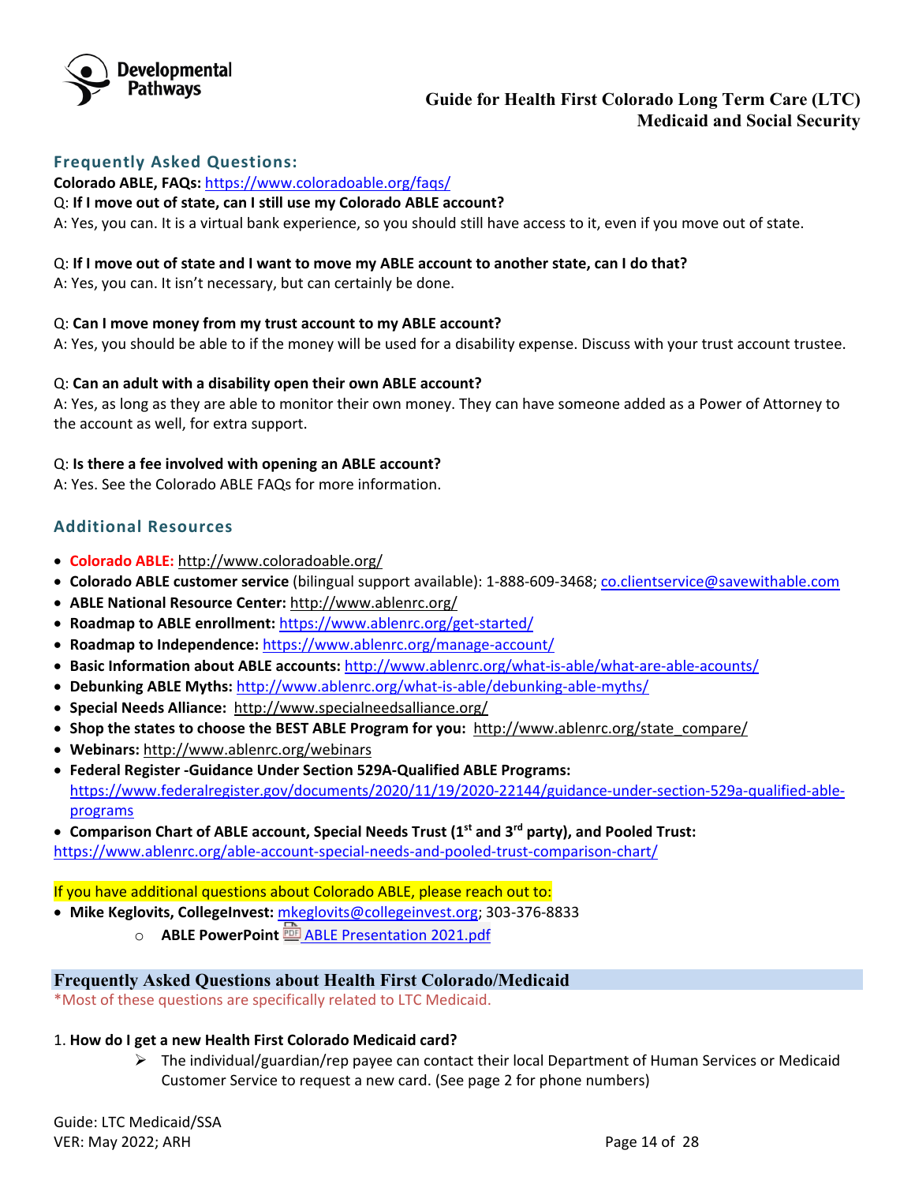## Frequently Asked Questions:

**Colorado ABLE, FAQs:** https://www.coloradoable.org/faqs/

Q: **If I move out of state, can I still use my Colorado ABLE account?**
A: Yes, you can. It is a virtual bank experience, so you should still have access to it, even if you move out of state.

Q: **If I move out of state and I want to move my ABLE account to another state, can I do that?**
A: Yes, you can. It isn't necessary, but can certainly be done.

Q: **Can I move money from my trust account to my ABLE account?**
A: Yes, you should be able to if the money will be used for a disability expense. Discuss with your trust account trustee.

Q: **Can an adult with a disability open their own ABLE account?**
A: Yes, as long as they are able to monitor their own money. They can have someone added as a Power of Attorney to the account as well, for extra support.

Q: **Is there a fee involved with opening an ABLE account?**
A: Yes. See the Colorado ABLE FAQs for more information.

## Additional Resources

- **Colorado ABLE:** http://www.coloradoable.org/
- **Colorado ABLE customer service** (bilingual support available): 1-888-609-3468; co.clientservice@savewithable.com
- **ABLE National Resource Center:** http://www.ablenrc.org/
- **Roadmap to ABLE enrollment:** https://www.ablenrc.org/get-started/
- **Roadmap to Independence:** https://www.ablenrc.org/manage-account/
- **Basic Information about ABLE accounts:** http://www.ablenrc.org/what-is-able/what-are-able-acounts/
- **Debunking ABLE Myths:** http://www.ablenrc.org/what-is-able/debunking-able-myths/
- **Special Needs Alliance:** http://www.specialneedsalliance.org/
- **Shop the states to choose the BEST ABLE Program for you:** http://www.ablenrc.org/state_compare/
- **Webinars:** http://www.ablenrc.org/webinars
- **Federal Register -Guidance Under Section 529A-Qualified ABLE Programs:** https://www.federalregister.gov/documents/2020/11/19/2020-22144/guidance-under-section-529a-qualified-able-programs
- **Comparison Chart of ABLE account, Special Needs Trust (1st and 3rd party), and Pooled Trust:** https://www.ablenrc.org/able-account-special-needs-and-pooled-trust-comparison-chart/

If you have additional questions about Colorado ABLE, please reach out to:

- **Mike Keglovits, CollegeInvest:** mkeglovits@collegeinvest.org; 303-376-8833
  - **ABLE PowerPoint** ABLE Presentation 2021.pdf

## Frequently Asked Questions about Health First Colorado/Medicaid

*Most of these questions are specifically related to LTC Medicaid.

1. **How do I get a new Health First Colorado Medicaid card?**
   - The individual/guardian/rep payee can contact their local Department of Human Services or Medicaid Customer Service to request a new card. (See page 2 for phone numbers)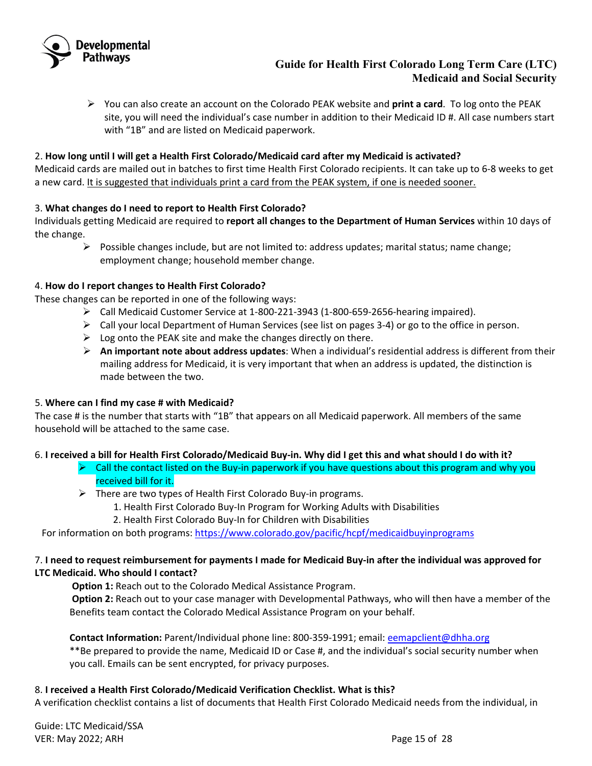- You can also create an account on the Colorado PEAK website and **print a card**. To log onto the PEAK site, you will need the individual's case number in addition to their Medicaid ID #. All case numbers start with "1B" and are listed on Medicaid paperwork.

2. **How long until I will get a Health First Colorado/Medicaid card after my Medicaid is activated?**

Medicaid cards are mailed out in batches to first time Health First Colorado recipients. It can take up to 6-8 weeks to get a new card. <u>It is suggested that individuals print a card from the PEAK system, if one is needed sooner.</u>

3. **What changes do I need to report to Health First Colorado?**

Individuals getting Medicaid are required to **report all changes to the Department of Human Services** within 10 days of the change.

- Possible changes include, but are not limited to: address updates; marital status; name change; employment change; household member change.

4. **How do I report changes to Health First Colorado?**

These changes can be reported in one of the following ways:

- Call Medicaid Customer Service at 1-800-221-3943 (1-800-659-2656-hearing impaired).
- Call your local Department of Human Services (see list on pages 3-4) or go to the office in person.
- Log onto the PEAK site and make the changes directly on there.
- **An important note about address updates**: When a individual's residential address is different from their mailing address for Medicaid, it is very important that when an address is updated, the distinction is made between the two.

5. **Where can I find my case # with Medicaid?**

The case # is the number that starts with "1B" that appears on all Medicaid paperwork. All members of the same household will be attached to the same case.

6. **I received a bill for Health First Colorado/Medicaid Buy-in. Why did I get this and what should I do with it?**

- Call the contact listed on the Buy-in paperwork if you have questions about this program and why you received bill for it.
- There are two types of Health First Colorado Buy-in programs.
  1. Health First Colorado Buy-In Program for Working Adults with Disabilities
  2. Health First Colorado Buy-In for Children with Disabilities

For information on both programs: https://www.colorado.gov/pacific/hcpf/medicaidbuyinprograms

7. **I need to request reimbursement for payments I made for Medicaid Buy-in after the individual was approved for LTC Medicaid. Who should I contact?**

**Option 1:** Reach out to the Colorado Medical Assistance Program.

**Option 2:** Reach out to your case manager with Developmental Pathways, who will then have a member of the Benefits team contact the Colorado Medical Assistance Program on your behalf.

**Contact Information:** Parent/Individual phone line: 800-359-1991; email: eemapclient@dhha.org

**Be prepared to provide the name, Medicaid ID or Case #, and the individual's social security number when you call. Emails can be sent encrypted, for privacy purposes.

8. **I received a Health First Colorado/Medicaid Verification Checklist. What is this?**

A verification checklist contains a list of documents that Health First Colorado Medicaid needs from the individual, in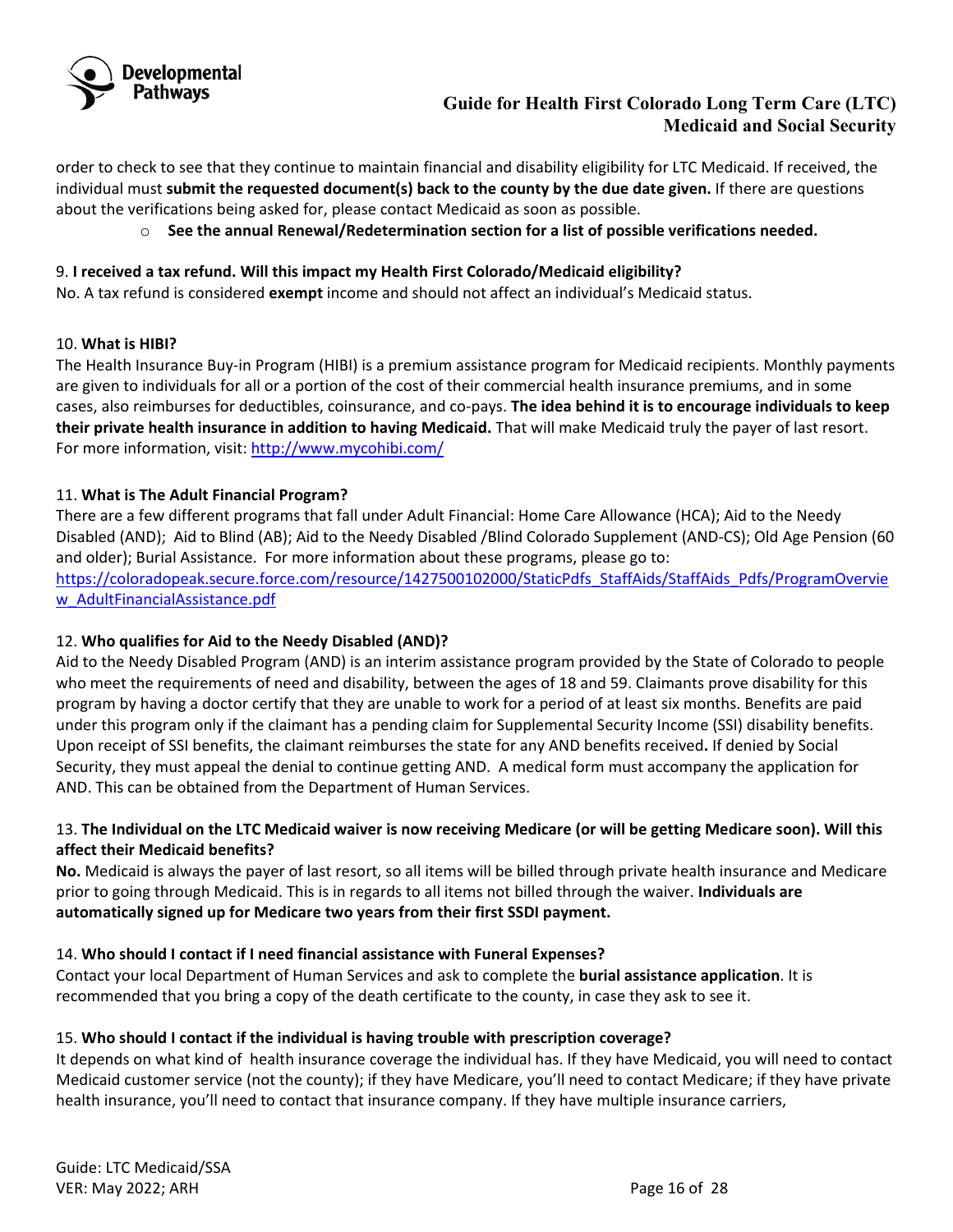order to check to see that they continue to maintain financial and disability eligibility for LTC Medicaid. If received, the individual must **submit the requested document(s) back to the county by the due date given.** If there are questions about the verifications being asked for, please contact Medicaid as soon as possible.

- **See the annual Renewal/Redetermination section for a list of possible verifications needed.**

9. **I received a tax refund. Will this impact my Health First Colorado/Medicaid eligibility?**

No. A tax refund is considered **exempt** income and should not affect an individual's Medicaid status.

10. **What is HIBI?**

The Health Insurance Buy-in Program (HIBI) is a premium assistance program for Medicaid recipients. Monthly payments are given to individuals for all or a portion of the cost of their commercial health insurance premiums, and in some cases, also reimburses for deductibles, coinsurance, and co-pays. **The idea behind it is to encourage individuals to keep their private health insurance in addition to having Medicaid.** That will make Medicaid truly the payer of last resort. For more information, visit: http://www.mycohibi.com/

11. **What is The Adult Financial Program?**

There are a few different programs that fall under Adult Financial: Home Care Allowance (HCA); Aid to the Needy Disabled (AND); Aid to Blind (AB); Aid to the Needy Disabled /Blind Colorado Supplement (AND-CS); Old Age Pension (60 and older); Burial Assistance. For more information about these programs, please go to: https://coloradopeak.secure.force.com/resource/1427500102000/StaticPdfs_StaffAids/StaffAids_Pdfs/ProgramOverview_AdultFinancialAssistance.pdf

12. **Who qualifies for Aid to the Needy Disabled (AND)?**

Aid to the Needy Disabled Program (AND) is an interim assistance program provided by the State of Colorado to people who meet the requirements of need and disability, between the ages of 18 and 59. Claimants prove disability for this program by having a doctor certify that they are unable to work for a period of at least six months. Benefits are paid under this program only if the claimant has a pending claim for Supplemental Security Income (SSI) disability benefits. Upon receipt of SSI benefits, the claimant reimburses the state for any AND benefits received. If denied by Social Security, they must appeal the denial to continue getting AND. A medical form must accompany the application for AND. This can be obtained from the Department of Human Services.

13. **The Individual on the LTC Medicaid waiver is now receiving Medicare (or will be getting Medicare soon). Will this affect their Medicaid benefits?**

**No.** Medicaid is always the payer of last resort, so all items will be billed through private health insurance and Medicare prior to going through Medicaid. This is in regards to all items not billed through the waiver. **Individuals are automatically signed up for Medicare two years from their first SSDI payment.**

14. **Who should I contact if I need financial assistance with Funeral Expenses?**

Contact your local Department of Human Services and ask to complete the **burial assistance application**. It is recommended that you bring a copy of the death certificate to the county, in case they ask to see it.

15. **Who should I contact if the individual is having trouble with prescription coverage?**

It depends on what kind of health insurance coverage the individual has. If they have Medicaid, you will need to contact Medicaid customer service (not the county); if they have Medicare, you'll need to contact Medicare; if they have private health insurance, you'll need to contact that insurance company. If they have multiple insurance carriers,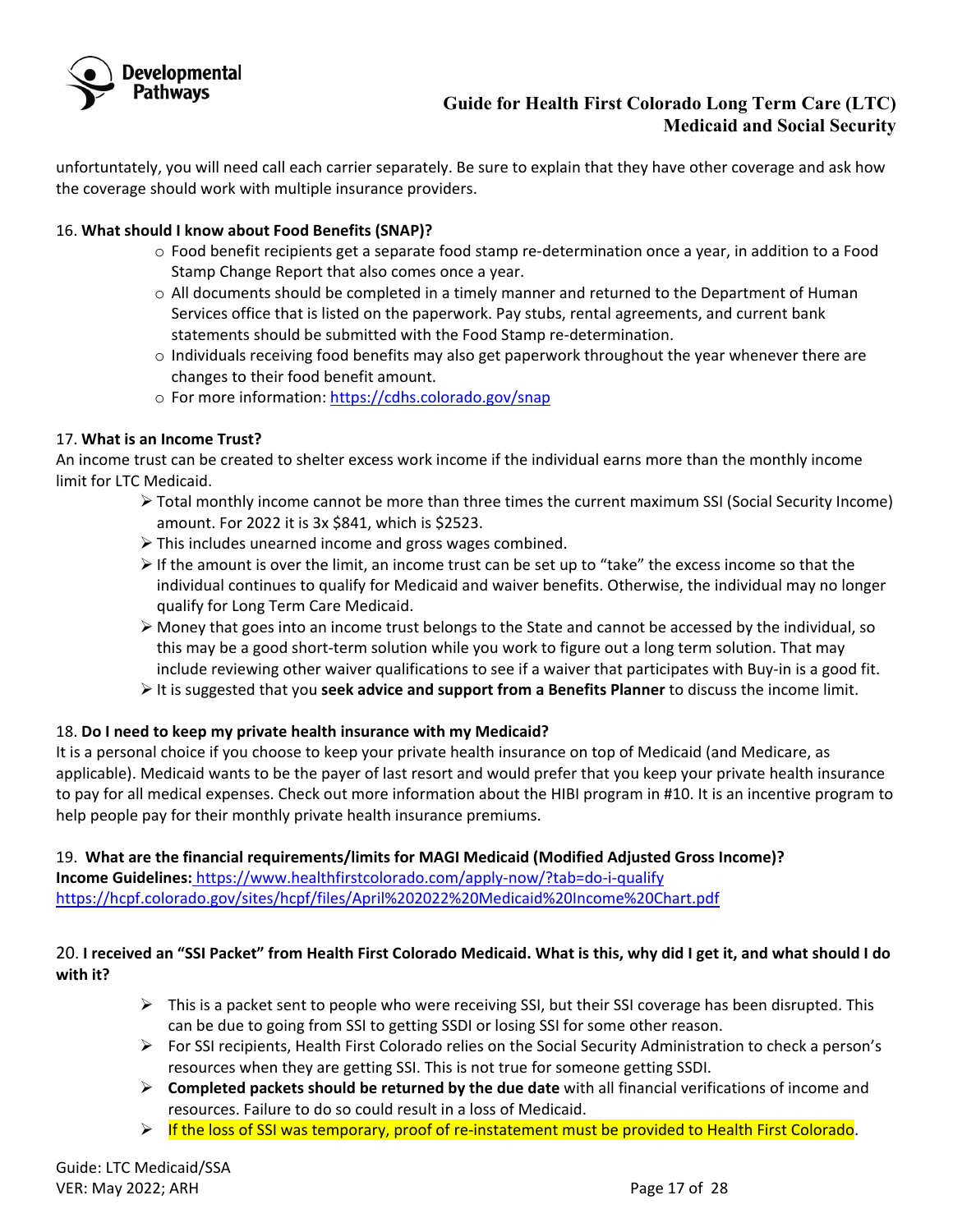unfortuntately, you will need call each carrier separately. Be sure to explain that they have other coverage and ask how the coverage should work with multiple insurance providers.

16. **What should I know about Food Benefits (SNAP)?**

- Food benefit recipients get a separate food stamp re-determination once a year, in addition to a Food Stamp Change Report that also comes once a year.
- All documents should be completed in a timely manner and returned to the Department of Human Services office that is listed on the paperwork. Pay stubs, rental agreements, and current bank statements should be submitted with the Food Stamp re-determination.
- Individuals receiving food benefits may also get paperwork throughout the year whenever there are changes to their food benefit amount.
- For more information: [https://cdhs.colorado.gov/snap](https://cdhs.colorado.gov/snap)

17. **What is an Income Trust?**

An income trust can be created to shelter excess work income if the individual earns more than the monthly income limit for LTC Medicaid.

- Total monthly income cannot be more than three times the current maximum SSI (Social Security Income) amount. For 2022 it is 3x $841, which is $2523.
- This includes unearned income and gross wages combined.
- If the amount is over the limit, an income trust can be set up to "take" the excess income so that the individual continues to qualify for Medicaid and waiver benefits. Otherwise, the individual may no longer qualify for Long Term Care Medicaid.
- Money that goes into an income trust belongs to the State and cannot be accessed by the individual, so this may be a good short-term solution while you work to figure out a long term solution. That may include reviewing other waiver qualifications to see if a waiver that participates with Buy-in is a good fit.
- It is suggested that you **seek advice and support from a Benefits Planner** to discuss the income limit.

18. **Do I need to keep my private health insurance with my Medicaid?**

It is a personal choice if you choose to keep your private health insurance on top of Medicaid (and Medicare, as applicable). Medicaid wants to be the payer of last resort and would prefer that you keep your private health insurance to pay for all medical expenses. Check out more information about the HIBI program in #10. It is an incentive program to help people pay for their monthly private health insurance premiums.

19. **What are the financial requirements/limits for MAGI Medicaid (Modified Adjusted Gross Income)?**

**Income Guidelines:** [https://www.healthfirstcolorado.com/apply-now/?tab=do-i-qualify](https://www.healthfirstcolorado.com/apply-now/?tab=do-i-qualify)
[https://hcpf.colorado.gov/sites/hcpf/files/April%202022%20Medicaid%20Income%20Chart.pdf](https://hcpf.colorado.gov/sites/hcpf/files/April%202022%20Medicaid%20Income%20Chart.pdf)

20. **I received an "SSI Packet" from Health First Colorado Medicaid. What is this, why did I get it, and what should I do with it?**

- This is a packet sent to people who were receiving SSI, but their SSI coverage has been disrupted. This can be due to going from SSI to getting SSDI or losing SSI for some other reason.
- For SSI recipients, Health First Colorado relies on the Social Security Administration to check a person's resources when they are getting SSI. This is not true for someone getting SSDI.
- **Completed packets should be returned by the due date** with all financial verifications of income and resources. Failure to do so could result in a loss of Medicaid.
- If the loss of SSI was temporary, proof of re-instatement must be provided to Health First Colorado.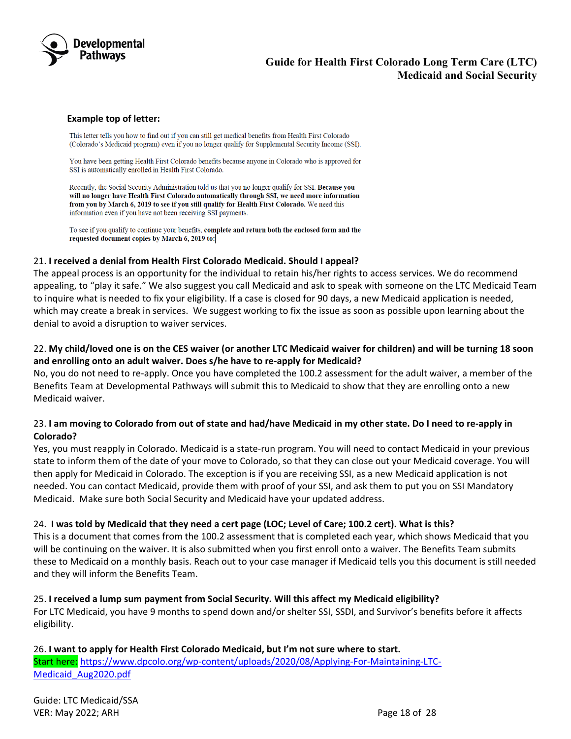**Example top of letter:**

> This letter tells you how to find out if you can still get medical benefits from Health First Colorado (Colorado's Medicaid program) even if you no longer qualify for Supplemental Security Income (SSI).
>
> You have been getting Health First Colorado benefits because anyone in Colorado who is approved for SSI is automatically enrolled in Health First Colorado.
>
> Recently, the Social Security Administration told us that you no longer qualify for SSI. **Because you will no longer have Health First Colorado automatically through SSI, we need more information from you by March 6, 2019 to see if you still qualify for Health First Colorado.** We need this information even if you have not been receiving SSI payments.
>
> To see if you qualify to continue your benefits, **complete and return both the enclosed form and the requested document copies by March 6, 2019 to:**

21. **I received a denial from Health First Colorado Medicaid. Should I appeal?**
The appeal process is an opportunity for the individual to retain his/her rights to access services. We do recommend appealing, to "play it safe." We also suggest you call Medicaid and ask to speak with someone on the LTC Medicaid Team to inquire what is needed to fix your eligibility. If a case is closed for 90 days, a new Medicaid application is needed, which may create a break in services. We suggest working to fix the issue as soon as possible upon learning about the denial to avoid a disruption to waiver services.

22. **My child/loved one is on the CES waiver (or another LTC Medicaid waiver for children) and will be turning 18 soon and enrolling onto an adult waiver. Does s/he have to re-apply for Medicaid?**
No, you do not need to re-apply. Once you have completed the 100.2 assessment for the adult waiver, a member of the Benefits Team at Developmental Pathways will submit this to Medicaid to show that they are enrolling onto a new Medicaid waiver.

23. **I am moving to Colorado from out of state and had/have Medicaid in my other state. Do I need to re-apply in Colorado?**
Yes, you must reapply in Colorado. Medicaid is a state-run program. You will need to contact Medicaid in your previous state to inform them of the date of your move to Colorado, so that they can close out your Medicaid coverage. You will then apply for Medicaid in Colorado. The exception is if you are receiving SSI, as a new Medicaid application is not needed. You can contact Medicaid, provide them with proof of your SSI, and ask them to put you on SSI Mandatory Medicaid. Make sure both Social Security and Medicaid have your updated address.

24. **I was told by Medicaid that they need a cert page (LOC; Level of Care; 100.2 cert). What is this?**
This is a document that comes from the 100.2 assessment that is completed each year, which shows Medicaid that you will be continuing on the waiver. It is also submitted when you first enroll onto a waiver. The Benefits Team submits these to Medicaid on a monthly basis. Reach out to your case manager if Medicaid tells you this document is still needed and they will inform the Benefits Team.

25. **I received a lump sum payment from Social Security. Will this affect my Medicaid eligibility?**
For LTC Medicaid, you have 9 months to spend down and/or shelter SSI, SSDI, and Survivor's benefits before it affects eligibility.

26. **I want to apply for Health First Colorado Medicaid, but I'm not sure where to start.**
Start here: [https://www.dpcolo.org/wp-content/uploads/2020/08/Applying-For-Maintaining-LTC-Medicaid_Aug2020.pdf](https://www.dpcolo.org/wp-content/uploads/2020/08/Applying-For-Maintaining-LTC-Medicaid_Aug2020.pdf)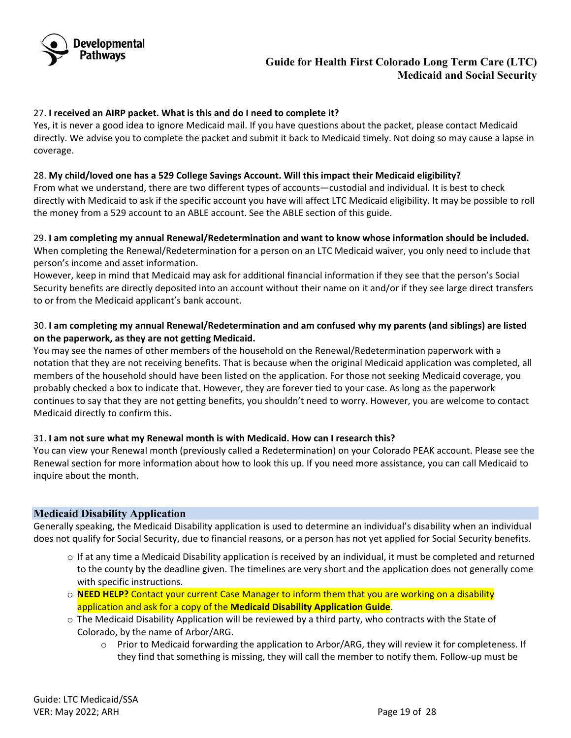27. **I received an AIRP packet. What is this and do I need to complete it?**
Yes, it is never a good idea to ignore Medicaid mail. If you have questions about the packet, please contact Medicaid directly. We advise you to complete the packet and submit it back to Medicaid timely. Not doing so may cause a lapse in coverage.

28. **My child/loved one has a 529 College Savings Account. Will this impact their Medicaid eligibility?**
From what we understand, there are two different types of accounts—custodial and individual. It is best to check directly with Medicaid to ask if the specific account you have will affect LTC Medicaid eligibility. It may be possible to roll the money from a 529 account to an ABLE account. See the ABLE section of this guide.

29. **I am completing my annual Renewal/Redetermination and want to know whose information should be included.**
When completing the Renewal/Redetermination for a person on an LTC Medicaid waiver, you only need to include that person's income and asset information.
However, keep in mind that Medicaid may ask for additional financial information if they see that the person's Social Security benefits are directly deposited into an account without their name on it and/or if they see large direct transfers to or from the Medicaid applicant's bank account.

30. **I am completing my annual Renewal/Redetermination and am confused why my parents (and siblings) are listed on the paperwork, as they are not getting Medicaid.**
You may see the names of other members of the household on the Renewal/Redetermination paperwork with a notation that they are not receiving benefits. That is because when the original Medicaid application was completed, all members of the household should have been listed on the application. For those not seeking Medicaid coverage, you probably checked a box to indicate that. However, they are forever tied to your case. As long as the paperwork continues to say that they are not getting benefits, you shouldn't need to worry. However, you are welcome to contact Medicaid directly to confirm this.

31. **I am not sure what my Renewal month is with Medicaid. How can I research this?**
You can view your Renewal month (previously called a Redetermination) on your Colorado PEAK account. Please see the Renewal section for more information about how to look this up. If you need more assistance, you can call Medicaid to inquire about the month.

## Medicaid Disability Application

Generally speaking, the Medicaid Disability application is used to determine an individual's disability when an individual does not qualify for Social Security, due to financial reasons, or a person has not yet applied for Social Security benefits.

- If at any time a Medicaid Disability application is received by an individual, it must be completed and returned to the county by the deadline given. The timelines are very short and the application does not generally come with specific instructions.
- **NEED HELP?** Contact your current Case Manager to inform them that you are working on a disability application and ask for a copy of the **Medicaid Disability Application Guide**.
- The Medicaid Disability Application will be reviewed by a third party, who contracts with the State of Colorado, by the name of Arbor/ARG.
  - Prior to Medicaid forwarding the application to Arbor/ARG, they will review it for completeness. If they find that something is missing, they will call the member to notify them. Follow-up must be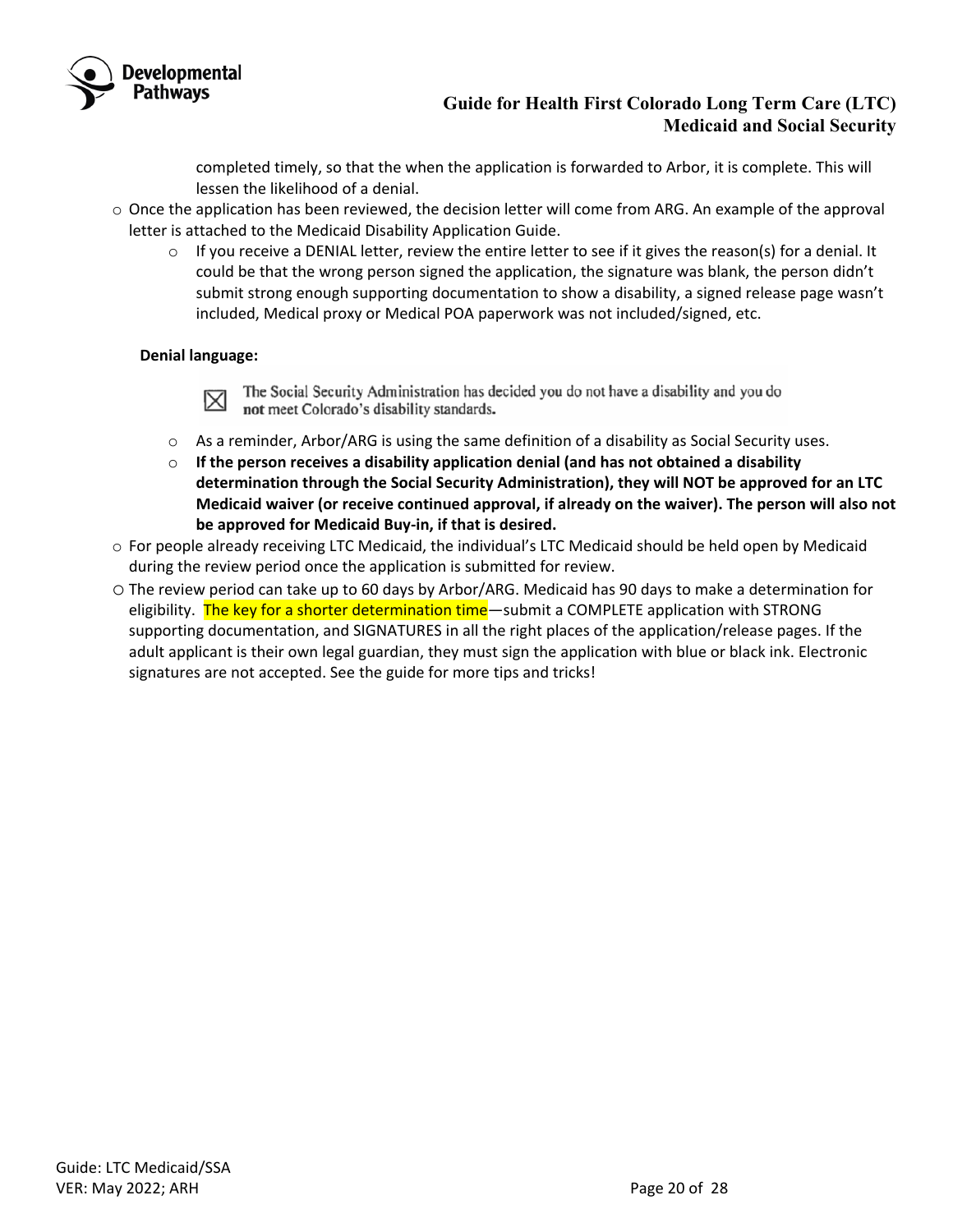- completed timely, so that the when the application is forwarded to Arbor, it is complete. This will lessen the likelihood of a denial.
- Once the application has been reviewed, the decision letter will come from ARG. An example of the approval letter is attached to the Medicaid Disability Application Guide.
    - If you receive a DENIAL letter, review the entire letter to see if it gives the reason(s) for a denial. It could be that the wrong person signed the application, the signature was blank, the person didn't submit strong enough supporting documentation to show a disability, a signed release page wasn't included, Medical proxy or Medical POA paperwork was not included/signed, etc.

**Denial language:**

> ☒ The Social Security Administration has decided you do not have a disability and you do **not** meet Colorado's disability standards.

    - As a reminder, Arbor/ARG is using the same definition of a disability as Social Security uses.
    - **If the person receives a disability application denial (and has not obtained a disability determination through the Social Security Administration), they will NOT be approved for an LTC Medicaid waiver (or receive continued approval, if already on the waiver). The person will also not be approved for Medicaid Buy-in, if that is desired.**
- For people already receiving LTC Medicaid, the individual's LTC Medicaid should be held open by Medicaid during the review period once the application is submitted for review.
- The review period can take up to 60 days by Arbor/ARG. Medicaid has 90 days to make a determination for eligibility. The key for a shorter determination time—submit a COMPLETE application with STRONG supporting documentation, and SIGNATURES in all the right places of the application/release pages. If the adult applicant is their own legal guardian, they must sign the application with blue or black ink. Electronic signatures are not accepted. See the guide for more tips and tricks!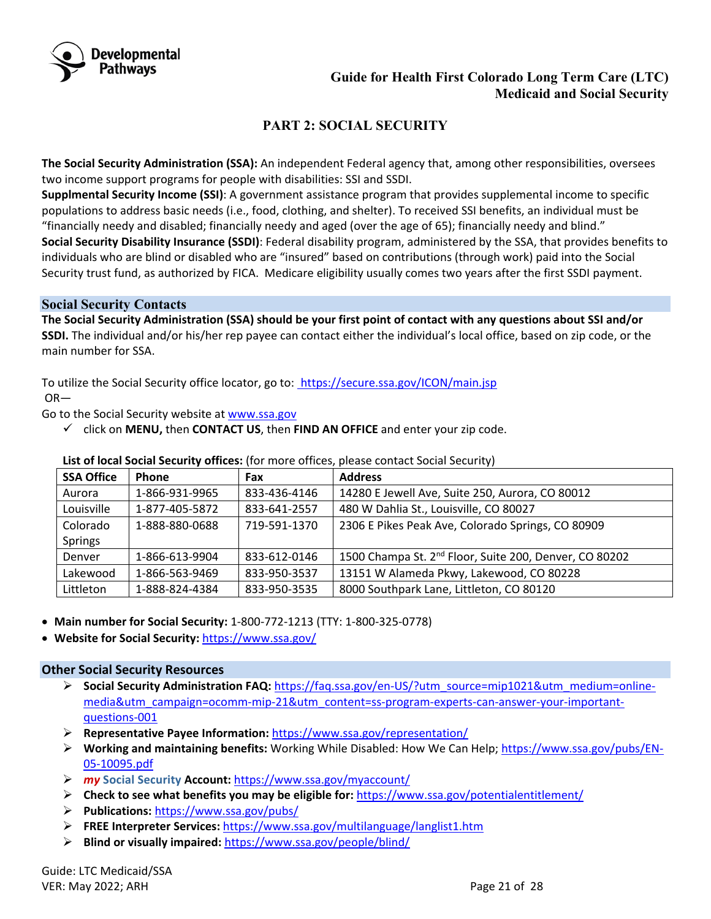# PART 2: SOCIAL SECURITY

**The Social Security Administration (SSA):** An independent Federal agency that, among other responsibilities, oversees two income support programs for people with disabilities: SSI and SSDI.

**Supplmental Security Income (SSI)**: A government assistance program that provides supplemental income to specific populations to address basic needs (i.e., food, clothing, and shelter). To received SSI benefits, an individual must be "financially needy and disabled; financially needy and aged (over the age of 65); financially needy and blind."

**Social Security Disability Insurance (SSDI)**: Federal disability program, administered by the SSA, that provides benefits to individuals who are blind or disabled who are "insured" based on contributions (through work) paid into the Social Security trust fund, as authorized by FICA. Medicare eligibility usually comes two years after the first SSDI payment.

## Social Security Contacts

**The Social Security Administration (SSA) should be your first point of contact with any questions about SSI and/or SSDI.** The individual and/or his/her rep payee can contact either the individual's local office, based on zip code, or the main number for SSA.

To utilize the Social Security office locator, go to: https://secure.ssa.gov/ICON/main.jsp

OR—

Go to the Social Security website at www.ssa.gov

- ✓ click on **MENU,** then **CONTACT US**, then **FIND AN OFFICE** and enter your zip code.

**List of local Social Security offices:** (for more offices, please contact Social Security)

| SSA Office | Phone | Fax | Address |
|---|---|---|---|
| Aurora | 1-866-931-9965 | 833-436-4146 | 14280 E Jewell Ave, Suite 250, Aurora, CO 80012 |
| Louisville | 1-877-405-5872 | 833-641-2557 | 480 W Dahlia St., Louisville, CO 80027 |
| Colorado Springs | 1-888-880-0688 | 719-591-1370 | 2306 E Pikes Peak Ave, Colorado Springs, CO 80909 |
| Denver | 1-866-613-9904 | 833-612-0146 | 1500 Champa St. 2nd Floor, Suite 200, Denver, CO 80202 |
| Lakewood | 1-866-563-9469 | 833-950-3537 | 13151 W Alameda Pkwy, Lakewood, CO 80228 |
| Littleton | 1-888-824-4384 | 833-950-3535 | 8000 Southpark Lane, Littleton, CO 80120 |

- **Main number for Social Security:** 1-800-772-1213 (TTY: 1-800-325-0778)
- **Website for Social Security:** https://www.ssa.gov/

## Other Social Security Resources

- **Social Security Administration FAQ:** https://faq.ssa.gov/en-US/?utm_source=mip1021&utm_medium=online-media&utm_campaign=ocomm-mip-21&utm_content=ss-program-experts-can-answer-your-important-questions-001
- **Representative Payee Information:** https://www.ssa.gov/representation/
- **Working and maintaining benefits:** Working While Disabled: How We Can Help; https://www.ssa.gov/pubs/EN-05-10095.pdf
- ***my* Social Security Account:** https://www.ssa.gov/myaccount/
- **Check to see what benefits you may be eligible for:** https://www.ssa.gov/potentialentitlement/
- **Publications:** https://www.ssa.gov/pubs/
- **FREE Interpreter Services:** https://www.ssa.gov/multilanguage/langlist1.htm
- **Blind or visually impaired:** https://www.ssa.gov/people/blind/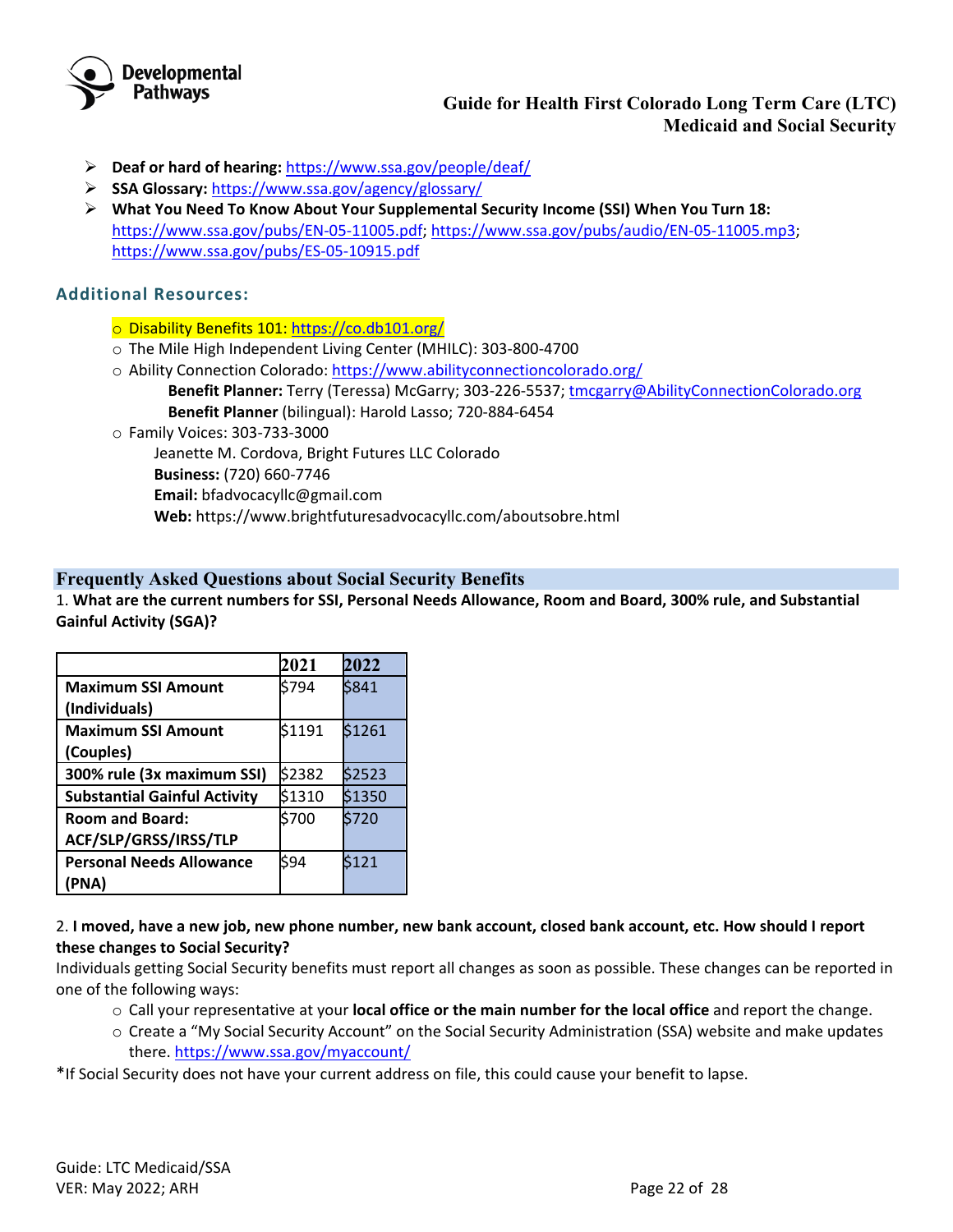- **Deaf or hard of hearing:** https://www.ssa.gov/people/deaf/
- **SSA Glossary:** https://www.ssa.gov/agency/glossary/
- **What You Need To Know About Your Supplemental Security Income (SSI) When You Turn 18:** https://www.ssa.gov/pubs/EN-05-11005.pdf; https://www.ssa.gov/pubs/audio/EN-05-11005.mp3; https://www.ssa.gov/pubs/ES-05-10915.pdf

## Additional Resources:

- Disability Benefits 101: https://co.db101.org/
- The Mile High Independent Living Center (MHILC): 303-800-4700
- Ability Connection Colorado: https://www.abilityconnectioncolorado.org/
  - **Benefit Planner:** Terry (Teresa) McGarry; 303-226-5537; tmcgarry@AbilityConnectionColorado.org
  - **Benefit Planner** (bilingual): Harold Lasso; 720-884-6454
- Family Voices: 303-733-3000
  - Jeanette M. Cordova, Bright Futures LLC Colorado
  - **Business:** (720) 660-7746
  - **Email:** bfadvocacyllc@gmail.com
  - **Web:** https://www.brightfuturesadvocacyllc.com/aboutsobre.html

## Frequently Asked Questions about Social Security Benefits

1. **What are the current numbers for SSI, Personal Needs Allowance, Room and Board, 300% rule, and Substantial Gainful Activity (SGA)?**

| | 2021 | 2022 |
|---|---|---|
| **Maximum SSI Amount (Individuals)** | $794 | $841 |
| **Maximum SSI Amount (Couples)** | $1191 | $1261 |
| **300% rule (3x maximum SSI)** | $2382 | $2523 |
| **Substantial Gainful Activity** | $1310 | $1350 |
| **Room and Board: ACF/SLP/GRSS/IRSS/TLP** | $700 | $720 |
| **Personal Needs Allowance (PNA)** | $94 | $121 |

2. **I moved, have a new job, new phone number, new bank account, closed bank account, etc. How should I report these changes to Social Security?**

Individuals getting Social Security benefits must report all changes as soon as possible. These changes can be reported in one of the following ways:

- Call your representative at your **local office or the main number for the local office** and report the change.
- Create a "My Social Security Account" on the Social Security Administration (SSA) website and make updates there. https://www.ssa.gov/myaccount/

*If Social Security does not have your current address on file, this could cause your benefit to lapse.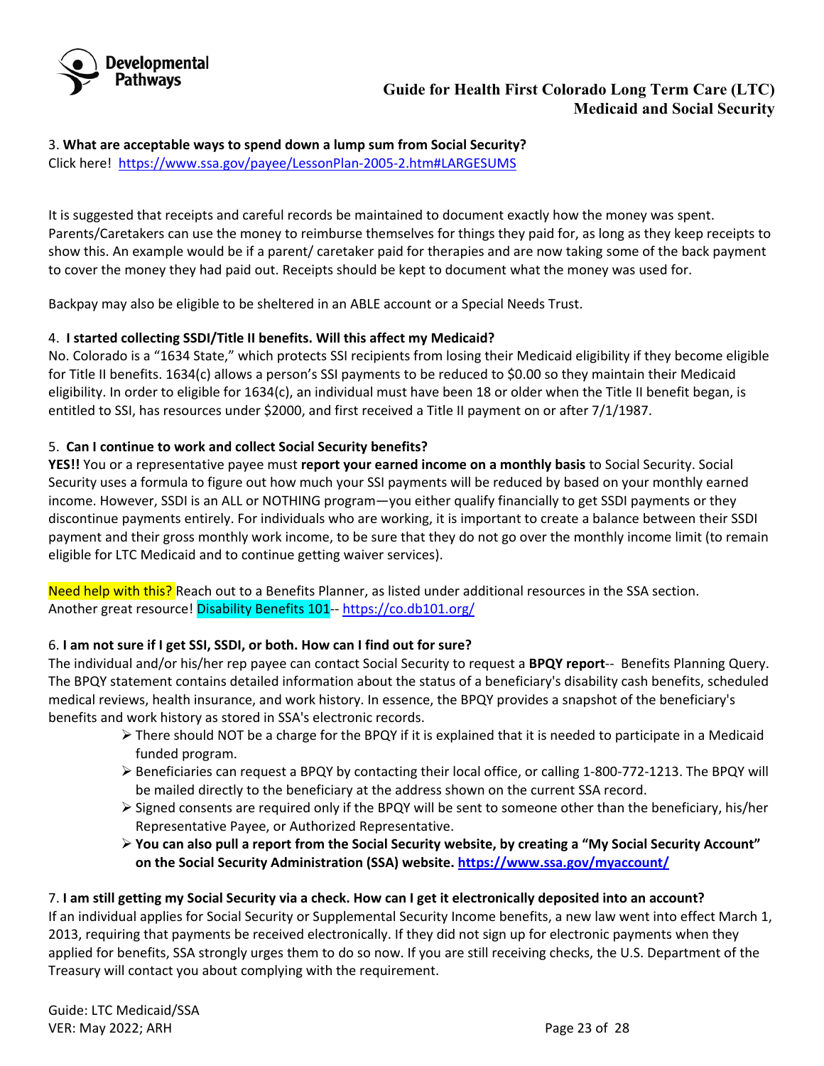3. **What are acceptable ways to spend down a lump sum from Social Security?**
Click here! https://www.ssa.gov/payee/LessonPlan-2005-2.htm#LARGESUMS

It is suggested that receipts and careful records be maintained to document exactly how the money was spent. Parents/Caretakers can use the money to reimburse themselves for things they paid for, as long as they keep receipts to show this. An example would be if a parent/ caretaker paid for therapies and are now taking some of the back payment to cover the money they had paid out. Receipts should be kept to document what the money was used for.

Backpay may also be eligible to be sheltered in an ABLE account or a Special Needs Trust.

4. **I started collecting SSDI/Title II benefits. Will this affect my Medicaid?**
No. Colorado is a "1634 State," which protects SSI recipients from losing their Medicaid eligibility if they become eligible for Title II benefits. 1634(c) allows a person's SSI payments to be reduced to $0.00 so they maintain their Medicaid eligibility. In order to eligible for 1634(c), an individual must have been 18 or older when the Title II benefit began, is entitled to SSI, has resources under $2000, and first received a Title II payment on or after 7/1/1987.

5. **Can I continue to work and collect Social Security benefits?**
**YES!!** You or a representative payee must **report your earned income on a monthly basis** to Social Security. Social Security uses a formula to figure out how much your SSI payments will be reduced by based on your monthly earned income. However, SSDI is an ALL or NOTHING program—you either qualify financially to get SSDI payments or they discontinue payments entirely. For individuals who are working, it is important to create a balance between their SSDI payment and their gross monthly work income, to be sure that they do not go over the monthly income limit (to remain eligible for LTC Medicaid and to continue getting waiver services).

Need help with this? Reach out to a Benefits Planner, as listed under additional resources in the SSA section.
Another great resource! Disability Benefits 101-- https://co.db101.org/

6. **I am not sure if I get SSI, SSDI, or both. How can I find out for sure?**
The individual and/or his/her rep payee can contact Social Security to request a **BPQY report**-- Benefits Planning Query. The BPQY statement contains detailed information about the status of a beneficiary's disability cash benefits, scheduled medical reviews, health insurance, and work history. In essence, the BPQY provides a snapshot of the beneficiary's benefits and work history as stored in SSA's electronic records.

- There should NOT be a charge for the BPQY if it is explained that it is needed to participate in a Medicaid funded program.
- Beneficiaries can request a BPQY by contacting their local office, or calling 1-800-772-1213. The BPQY will be mailed directly to the beneficiary at the address shown on the current SSA record.
- Signed consents are required only if the BPQY will be sent to someone other than the beneficiary, his/her Representative Payee, or Authorized Representative.
- **You can also pull a report from the Social Security website, by creating a "My Social Security Account" on the Social Security Administration (SSA) website. https://www.ssa.gov/myaccount/**

7. **I am still getting my Social Security via a check. How can I get it electronically deposited into an account?**
If an individual applies for Social Security or Supplemental Security Income benefits, a new law went into effect March 1, 2013, requiring that payments be received electronically. If they did not sign up for electronic payments when they applied for benefits, SSA strongly urges them to do so now. If you are still receiving checks, the U.S. Department of the Treasury will contact you about complying with the requirement.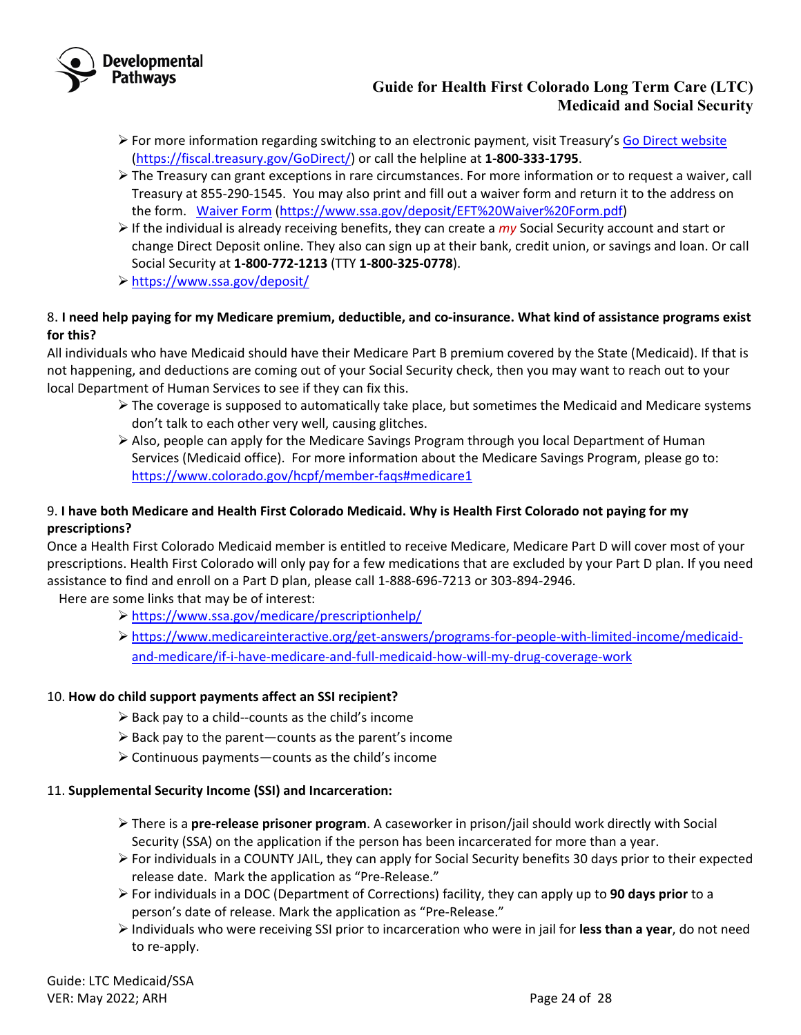- For more information regarding switching to an electronic payment, visit Treasury's [Go Direct website](https://fiscal.treasury.gov/GoDirect/) (https://fiscal.treasury.gov/GoDirect/) or call the helpline at **1-800-333-1795**.
- The Treasury can grant exceptions in rare circumstances. For more information or to request a waiver, call Treasury at 855-290-1545. You may also print and fill out a waiver form and return it to the address on the form. [Waiver Form](https://www.ssa.gov/deposit/EFT%20Waiver%20Form.pdf) (https://www.ssa.gov/deposit/EFT%20Waiver%20Form.pdf)
- If the individual is already receiving benefits, they can create a *my* Social Security account and start or change Direct Deposit online. They also can sign up at their bank, credit union, or savings and loan. Or call Social Security at **1-800-772-1213** (TTY **1-800-325-0778**).
- https://www.ssa.gov/deposit/

8. **I need help paying for my Medicare premium, deductible, and co-insurance. What kind of assistance programs exist for this?**

All individuals who have Medicaid should have their Medicare Part B premium covered by the State (Medicaid). If that is not happening, and deductions are coming out of your Social Security check, then you may want to reach out to your local Department of Human Services to see if they can fix this.

- The coverage is supposed to automatically take place, but sometimes the Medicaid and Medicare systems don't talk to each other very well, causing glitches.
- Also, people can apply for the Medicare Savings Program through you local Department of Human Services (Medicaid office). For more information about the Medicare Savings Program, please go to: https://www.colorado.gov/hcpf/member-faqs#medicare1

9. **I have both Medicare and Health First Colorado Medicaid. Why is Health First Colorado not paying for my prescriptions?**

Once a Health First Colorado Medicaid member is entitled to receive Medicare, Medicare Part D will cover most of your prescriptions. Health First Colorado will only pay for a few medications that are excluded by your Part D plan. If you need assistance to find and enroll on a Part D plan, please call 1-888-696-7213 or 303-894-2946.

Here are some links that may be of interest:

- https://www.ssa.gov/medicare/prescriptionhelp/
- https://www.medicareinteractive.org/get-answers/programs-for-people-with-limited-income/medicaid-and-medicare/if-i-have-medicare-and-full-medicaid-how-will-my-drug-coverage-work

10. **How do child support payments affect an SSI recipient?**

- Back pay to a child--counts as the child's income
- Back pay to the parent—counts as the parent's income
- Continuous payments—counts as the child's income

11. **Supplemental Security Income (SSI) and Incarceration:**

- There is a **pre-release prisoner program**. A caseworker in prison/jail should work directly with Social Security (SSA) on the application if the person has been incarcerated for more than a year.
- For individuals in a COUNTY JAIL, they can apply for Social Security benefits 30 days prior to their expected release date. Mark the application as "Pre-Release."
- For individuals in a DOC (Department of Corrections) facility, they can apply up to **90 days prior** to a person's date of release. Mark the application as "Pre-Release."
- Individuals who were receiving SSI prior to incarceration who were in jail for **less than a year**, do not need to re-apply.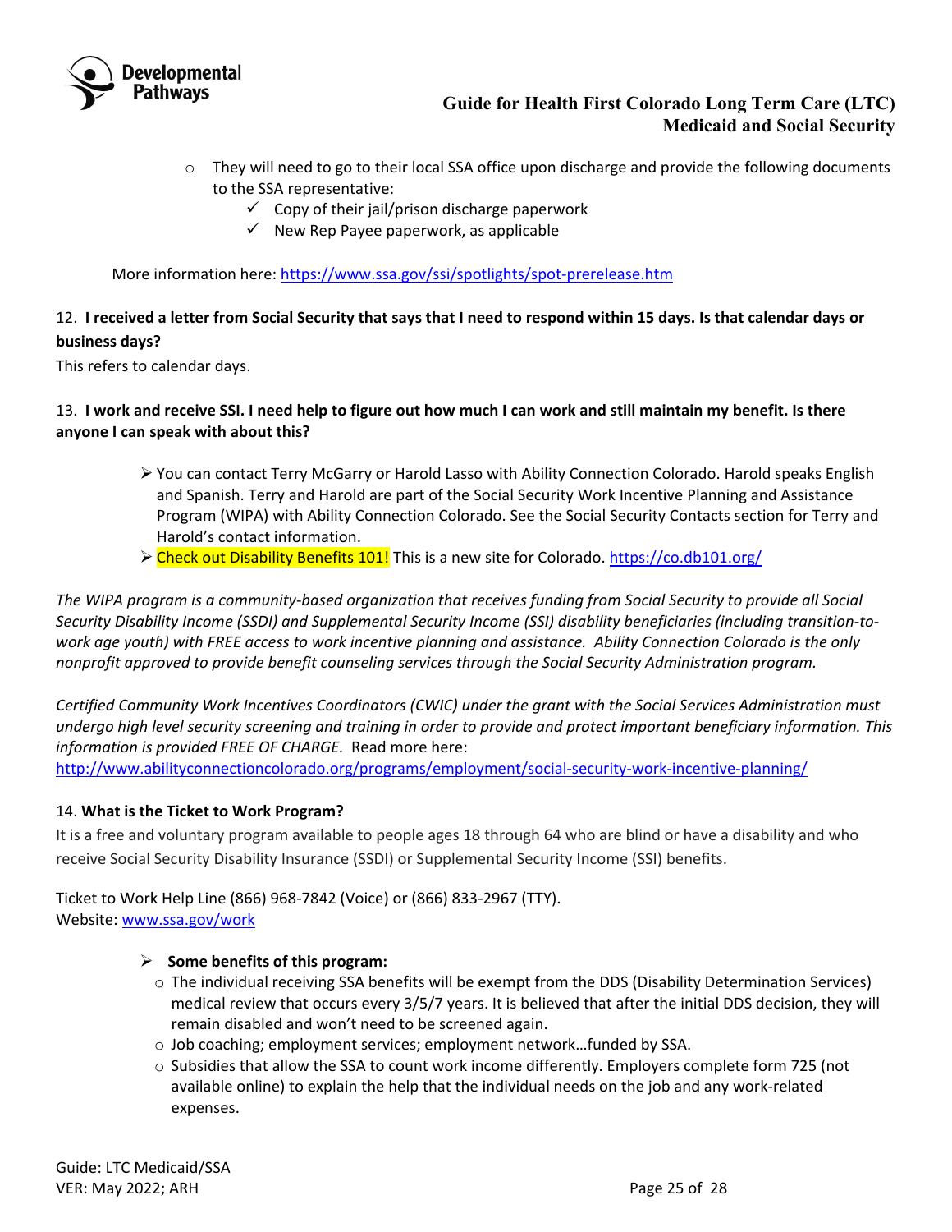- They will need to go to their local SSA office upon discharge and provide the following documents to the SSA representative:
    - ✓ Copy of their jail/prison discharge paperwork
    - ✓ New Rep Payee paperwork, as applicable

More information here: https://www.ssa.gov/ssi/spotlights/spot-prerelease.htm

12. **I received a letter from Social Security that says that I need to respond within 15 days. Is that calendar days or business days?**

This refers to calendar days.

13. **I work and receive SSI. I need help to figure out how much I can work and still maintain my benefit. Is there anyone I can speak with about this?**

- You can contact Terry McGarry or Harold Lasso with Ability Connection Colorado. Harold speaks English and Spanish. Terry and Harold are part of the Social Security Work Incentive Planning and Assistance Program (WIPA) with Ability Connection Colorado. See the Social Security Contacts section for Terry and Harold's contact information.
- Check out Disability Benefits 101! This is a new site for Colorado. https://co.db101.org/

*The WIPA program is a community-based organization that receives funding from Social Security to provide all Social Security Disability Income (SSDI) and Supplemental Security Income (SSI) disability beneficiaries (including transition-to-work age youth) with FREE access to work incentive planning and assistance. Ability Connection Colorado is the only nonprofit approved to provide benefit counseling services through the Social Security Administration program.*

*Certified Community Work Incentives Coordinators (CWIC) under the grant with the Social Services Administration must undergo high level security screening and training in order to provide and protect important beneficiary information. This information is provided FREE OF CHARGE.* Read more here: http://www.abilityconnectioncolorado.org/programs/employment/social-security-work-incentive-planning/

14. **What is the Ticket to Work Program?**

It is a free and voluntary program available to people ages 18 through 64 who are blind or have a disability and who receive Social Security Disability Insurance (SSDI) or Supplemental Security Income (SSI) benefits.

Ticket to Work Help Line (866) 968-7842 (Voice) or (866) 833-2967 (TTY).
Website: www.ssa.gov/work

- **Some benefits of this program:**
    - The individual receiving SSA benefits will be exempt from the DDS (Disability Determination Services) medical review that occurs every 3/5/7 years. It is believed that after the initial DDS decision, they will remain disabled and won't need to be screened again.
    - Job coaching; employment services; employment network…funded by SSA.
    - Subsidies that allow the SSA to count work income differently. Employers complete form 725 (not available online) to explain the help that the individual needs on the job and any work-related expenses.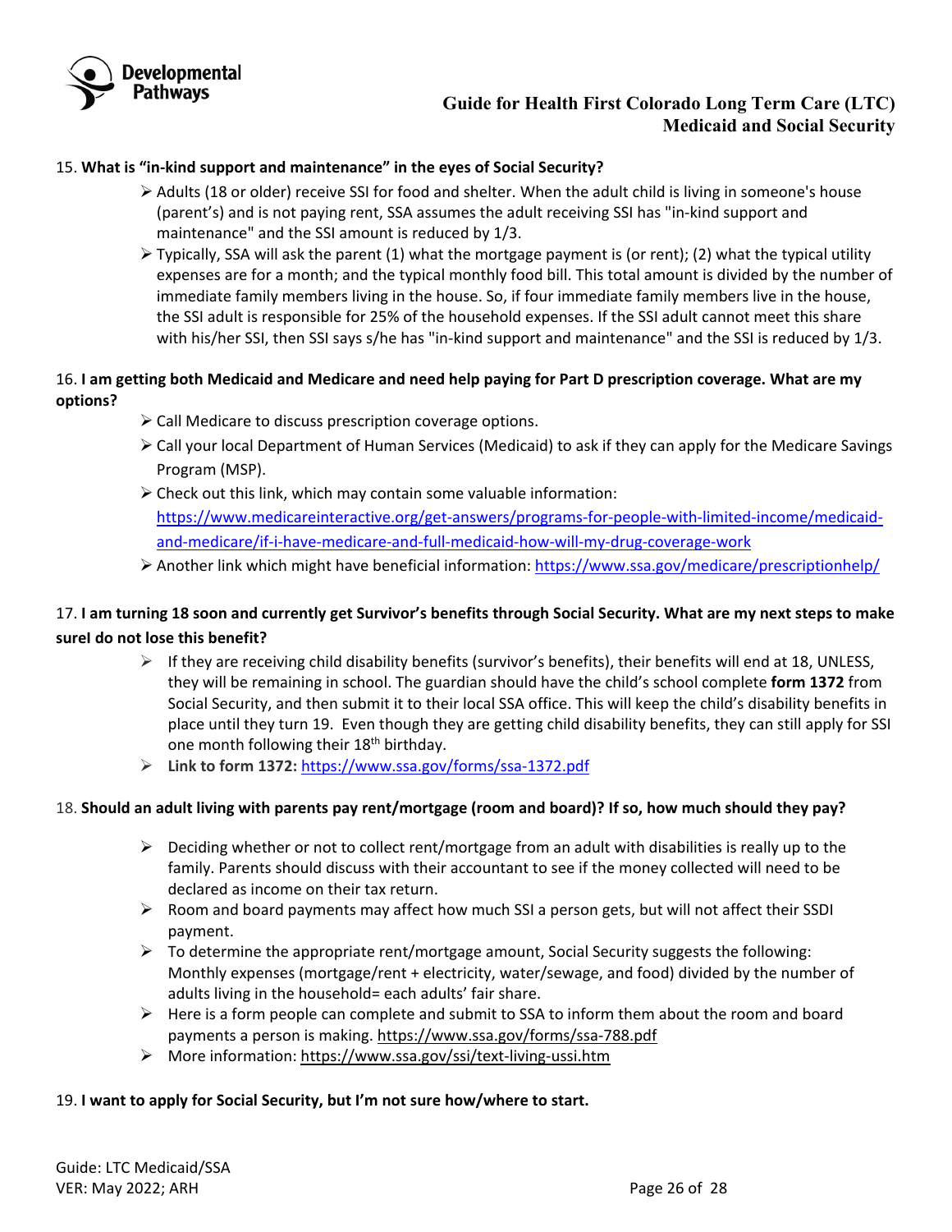15. **What is "in-kind support and maintenance" in the eyes of Social Security?**

- Adults (18 or older) receive SSI for food and shelter. When the adult child is living in someone's house (parent's) and is not paying rent, SSA assumes the adult receiving SSI has "in-kind support and maintenance" and the SSI amount is reduced by 1/3.
- Typically, SSA will ask the parent (1) what the mortgage payment is (or rent); (2) what the typical utility expenses are for a month; and the typical monthly food bill. This total amount is divided by the number of immediate family members living in the house. So, if four immediate family members live in the house, the SSI adult is responsible for 25% of the household expenses. If the SSI adult cannot meet this share with his/her SSI, then SSI says s/he has "in-kind support and maintenance" and the SSI is reduced by 1/3.

16. **I am getting both Medicaid and Medicare and need help paying for Part D prescription coverage. What are my options?**

- Call Medicare to discuss prescription coverage options.
- Call your local Department of Human Services (Medicaid) to ask if they can apply for the Medicare Savings Program (MSP).
- Check out this link, which may contain some valuable information: https://www.medicareinteractive.org/get-answers/programs-for-people-with-limited-income/medicaid-and-medicare/if-i-have-medicare-and-full-medicaid-how-will-my-drug-coverage-work
- Another link which might have beneficial information: https://www.ssa.gov/medicare/prescriptionhelp/

17. **I am turning 18 soon and currently get Survivor's benefits through Social Security. What are my next steps to make sureI do not lose this benefit?**

- If they are receiving child disability benefits (survivor's benefits), their benefits will end at 18, UNLESS, they will be remaining in school. The guardian should have the child's school complete **form 1372** from Social Security, and then submit it to their local SSA office. This will keep the child's disability benefits in place until they turn 19. Even though they are getting child disability benefits, they can still apply for SSI one month following their 18th birthday.
- **Link to form 1372:** https://www.ssa.gov/forms/ssa-1372.pdf

18. **Should an adult living with parents pay rent/mortgage (room and board)? If so, how much should they pay?**

- Deciding whether or not to collect rent/mortgage from an adult with disabilities is really up to the family. Parents should discuss with their accountant to see if the money collected will need to be declared as income on their tax return.
- Room and board payments may affect how much SSI a person gets, but will not affect their SSDI payment.
- To determine the appropriate rent/mortgage amount, Social Security suggests the following: Monthly expenses (mortgage/rent + electricity, water/sewage, and food) divided by the number of adults living in the household= each adults' fair share.
- Here is a form people can complete and submit to SSA to inform them about the room and board payments a person is making. https://www.ssa.gov/forms/ssa-788.pdf
- More information: https://www.ssa.gov/ssi/text-living-ussi.htm

19. **I want to apply for Social Security, but I'm not sure how/where to start.**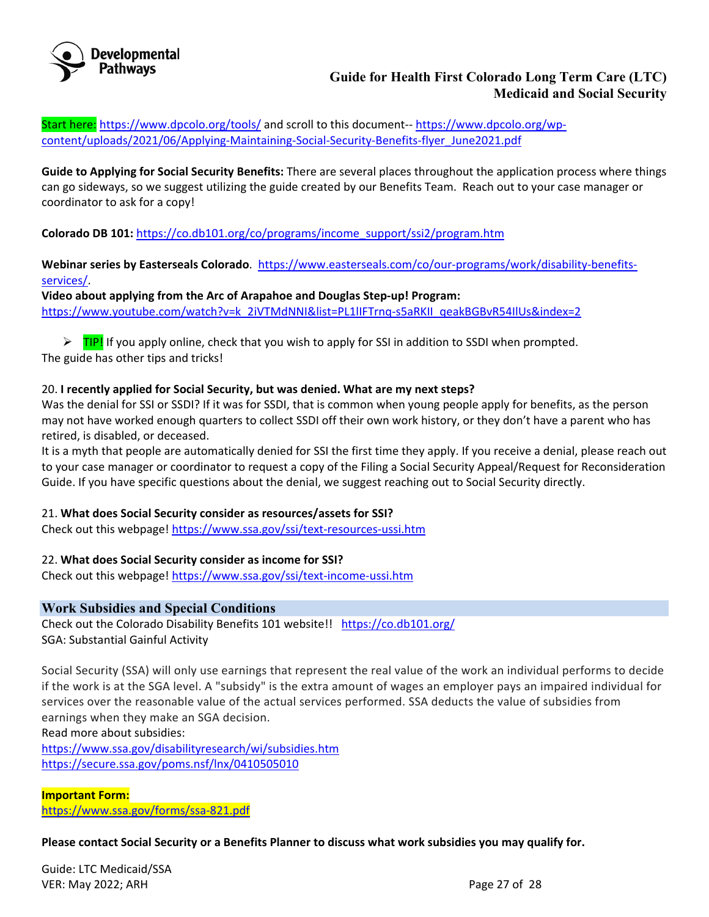**Start here:** https://www.dpcolo.org/tools/ and scroll to this document-- https://www.dpcolo.org/wp-content/uploads/2021/06/Applying-Maintaining-Social-Security-Benefits-flyer_June2021.pdf

**Guide to Applying for Social Security Benefits:** There are several places throughout the application process where things can go sideways, so we suggest utilizing the guide created by our Benefits Team. Reach out to your case manager or coordinator to ask for a copy!

**Colorado DB 101:** https://co.db101.org/co/programs/income_support/ssi2/program.htm

**Webinar series by Easterseals Colorado**. https://www.easterseals.com/co/our-programs/work/disability-benefits-services/.

**Video about applying from the Arc of Arapahoe and Douglas Step-up! Program:**
https://www.youtube.com/watch?v=k_2iVTMdNNI&list=PL1lIFTrnq-s5aRKIl_qeakBGBvR54IlUs&index=2

- TIP! If you apply online, check that you wish to apply for SSI in addition to SSDI when prompted.

The guide has other tips and tricks!

20. **I recently applied for Social Security, but was denied. What are my next steps?**
Was the denial for SSI or SSDI? If it was for SSDI, that is common when young people apply for benefits, as the person may not have worked enough quarters to collect SSDI off their own work history, or they don't have a parent who has retired, is disabled, or deceased.
It is a myth that people are automatically denied for SSI the first time they apply. If you receive a denial, please reach out to your case manager or coordinator to request a copy of the Filing a Social Security Appeal/Request for Reconsideration Guide. If you have specific questions about the denial, we suggest reaching out to Social Security directly.

21. **What does Social Security consider as resources/assets for SSI?**
Check out this webpage! https://www.ssa.gov/ssi/text-resources-ussi.htm

22. **What does Social Security consider as income for SSI?**
Check out this webpage! https://www.ssa.gov/ssi/text-income-ussi.htm

## Work Subsidies and Special Conditions

Check out the Colorado Disability Benefits 101 website!! https://co.db101.org/
SGA: Substantial Gainful Activity

Social Security (SSA) will only use earnings that represent the real value of the work an individual performs to decide if the work is at the SGA level. A "subsidy" is the extra amount of wages an employer pays an impaired individual for services over the reasonable value of the actual services performed. SSA deducts the value of subsidies from earnings when they make an SGA decision.
Read more about subsidies:
https://www.ssa.gov/disabilityresearch/wi/subsidies.htm
https://secure.ssa.gov/poms.nsf/lnx/0410505010

**Important Form:**
https://www.ssa.gov/forms/ssa-821.pdf

**Please contact Social Security or a Benefits Planner to discuss what work subsidies you may qualify for.**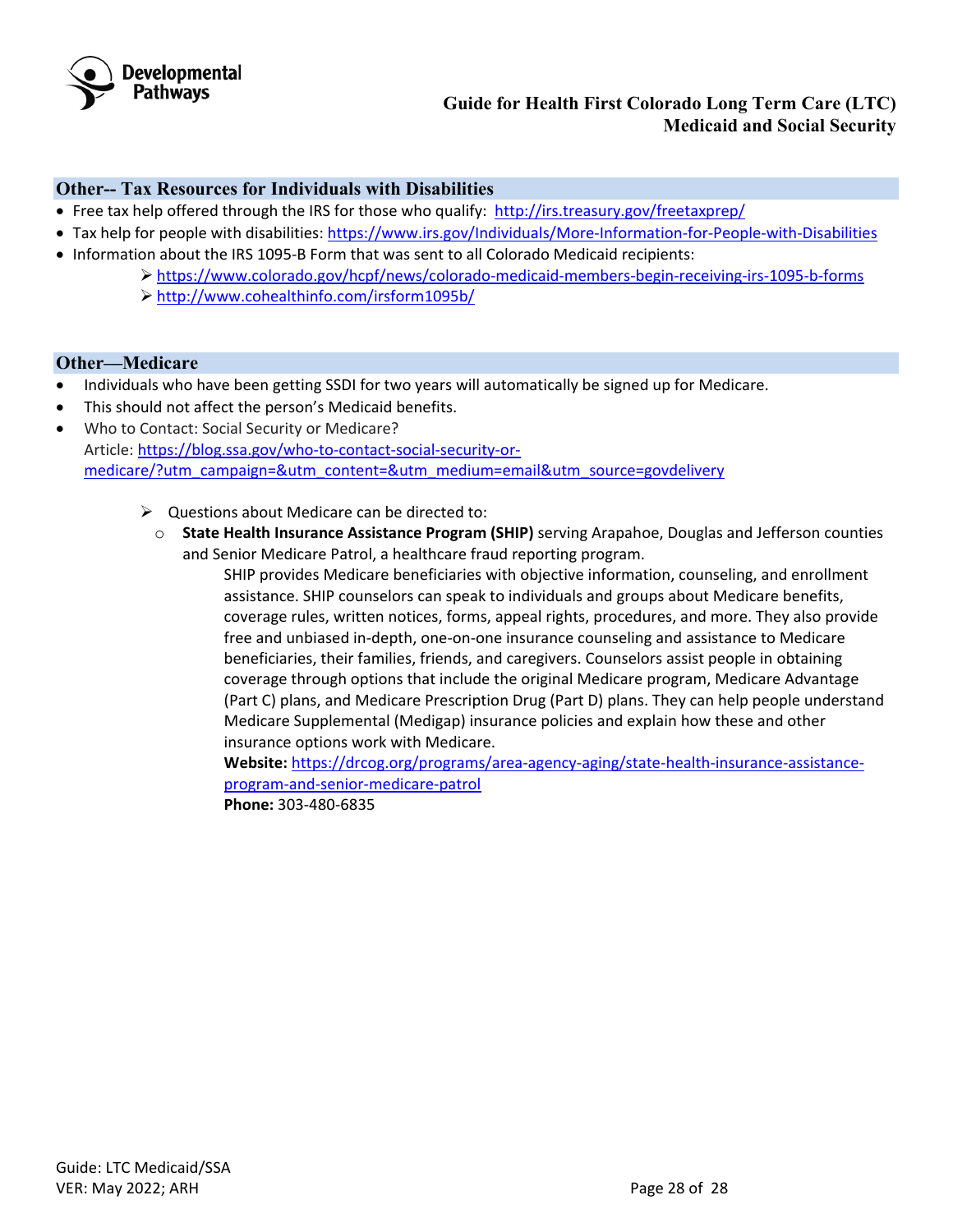## Other-- Tax Resources for Individuals with Disabilities

- Free tax help offered through the IRS for those who qualify: http://irs.treasury.gov/freetaxprep/
- Tax help for people with disabilities: https://www.irs.gov/Individuals/More-Information-for-People-with-Disabilities
- Information about the IRS 1095-B Form that was sent to all Colorado Medicaid recipients:
  - https://www.colorado.gov/hcpf/news/colorado-medicaid-members-begin-receiving-irs-1095-b-forms
  - http://www.cohealthinfo.com/irsform1095b/

## Other—Medicare

- Individuals who have been getting SSDI for two years will automatically be signed up for Medicare.
- This should not affect the person's Medicaid benefits.
- Who to Contact: Social Security or Medicare?
  Article: https://blog.ssa.gov/who-to-contact-social-security-or-medicare/?utm_campaign=&utm_content=&utm_medium=email&utm_source=govdelivery

  - Questions about Medicare can be directed to:
    - **State Health Insurance Assistance Program (SHIP)** serving Arapahoe, Douglas and Jefferson counties and Senior Medicare Patrol, a healthcare fraud reporting program.

      SHIP provides Medicare beneficiaries with objective information, counseling, and enrollment assistance. SHIP counselors can speak to individuals and groups about Medicare benefits, coverage rules, written notices, forms, appeal rights, procedures, and more. They also provide free and unbiased in-depth, one-on-one insurance counseling and assistance to Medicare beneficiaries, their families, friends, and caregivers. Counselors assist people in obtaining coverage through options that include the original Medicare program, Medicare Advantage (Part C) plans, and Medicare Prescription Drug (Part D) plans. They can help people understand Medicare Supplemental (Medigap) insurance policies and explain how these and other insurance options work with Medicare.

      **Website:** https://drcog.org/programs/area-agency-aging/state-health-insurance-assistance-program-and-senior-medicare-patrol

      **Phone:** 303-480-6835

Guide: LTC Medicaid/SSA
VER: May 2022; ARH